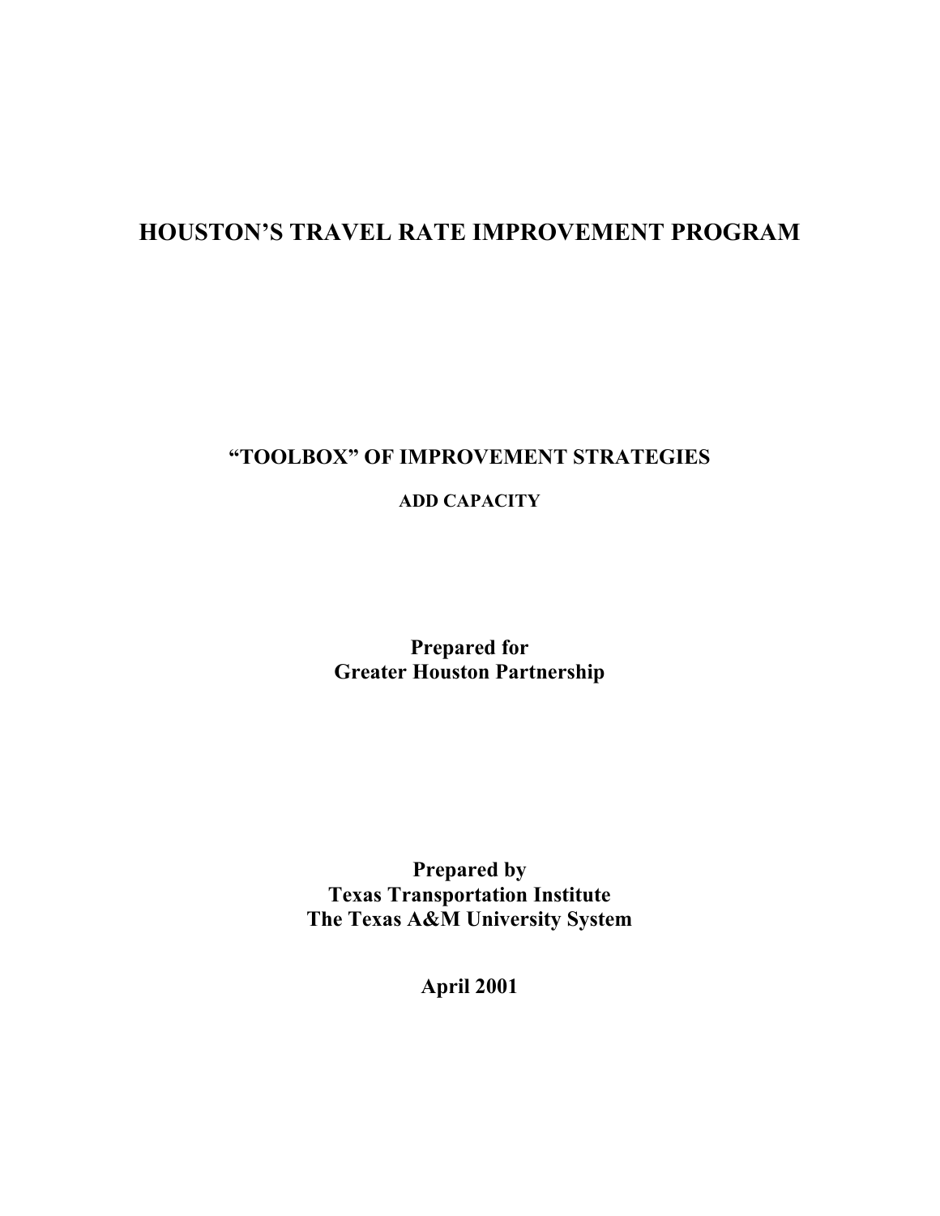# HOUSTON'S TRAVEL RATE IMPROVEMENT PROGRAM

## "TOOLBOX" OF IMPROVEMENT STRATEGIES

### ADD CAPACITY

**Prepared for**
**Greater Houston Partnership**

**Prepared by**
**Texas Transportation Institute**
**The Texas A&M University System**

**April 2001**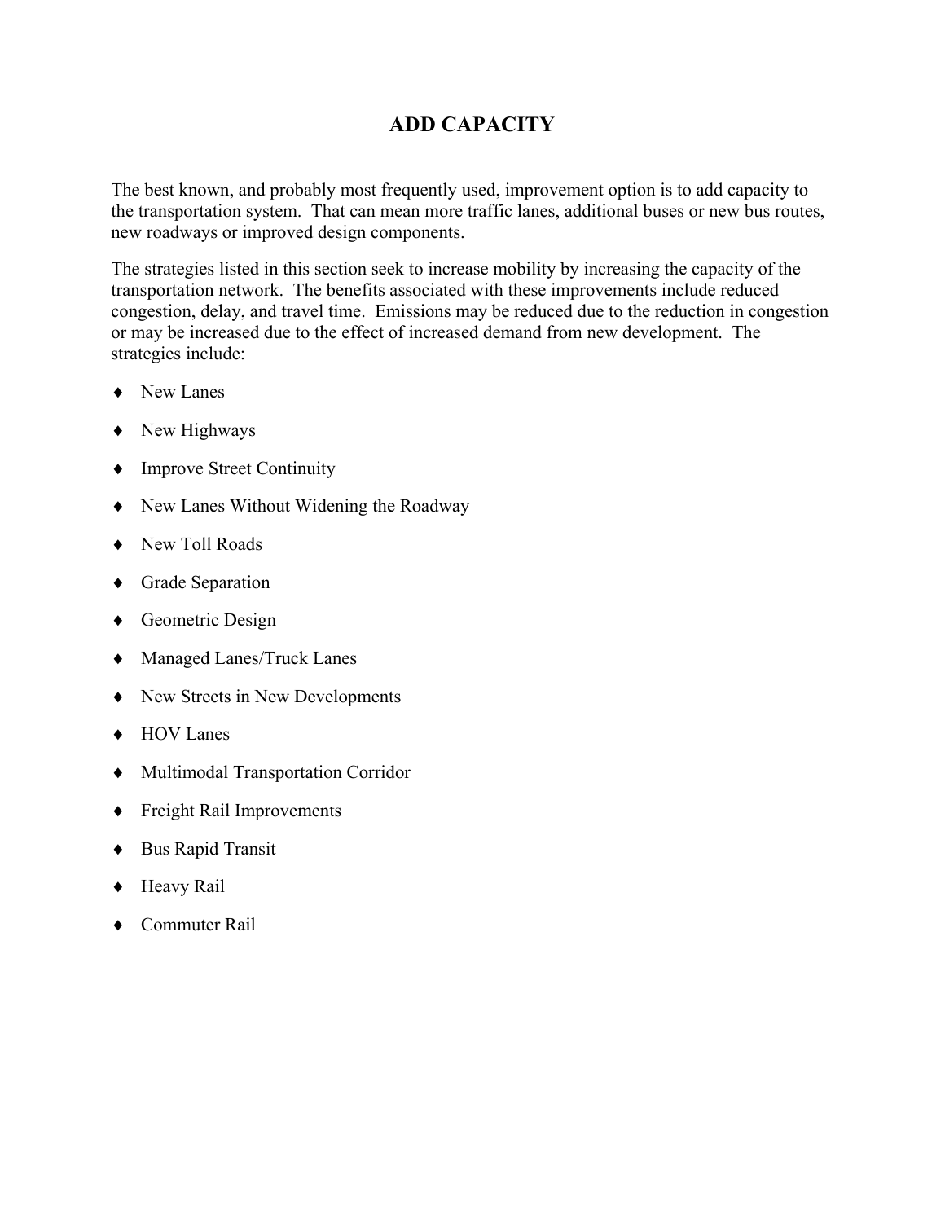# ADD CAPACITY

The best known, and probably most frequently used, improvement option is to add capacity to the transportation system. That can mean more traffic lanes, additional buses or new bus routes, new roadways or improved design components.

The strategies listed in this section seek to increase mobility by increasing the capacity of the transportation network. The benefits associated with these improvements include reduced congestion, delay, and travel time. Emissions may be reduced due to the reduction in congestion or may be increased due to the effect of increased demand from new development. The strategies include:

- New Lanes
- New Highways
- Improve Street Continuity
- New Lanes Without Widening the Roadway
- New Toll Roads
- Grade Separation
- Geometric Design
- Managed Lanes/Truck Lanes
- New Streets in New Developments
- HOV Lanes
- Multimodal Transportation Corridor
- Freight Rail Improvements
- Bus Rapid Transit
- Heavy Rail
- Commuter Rail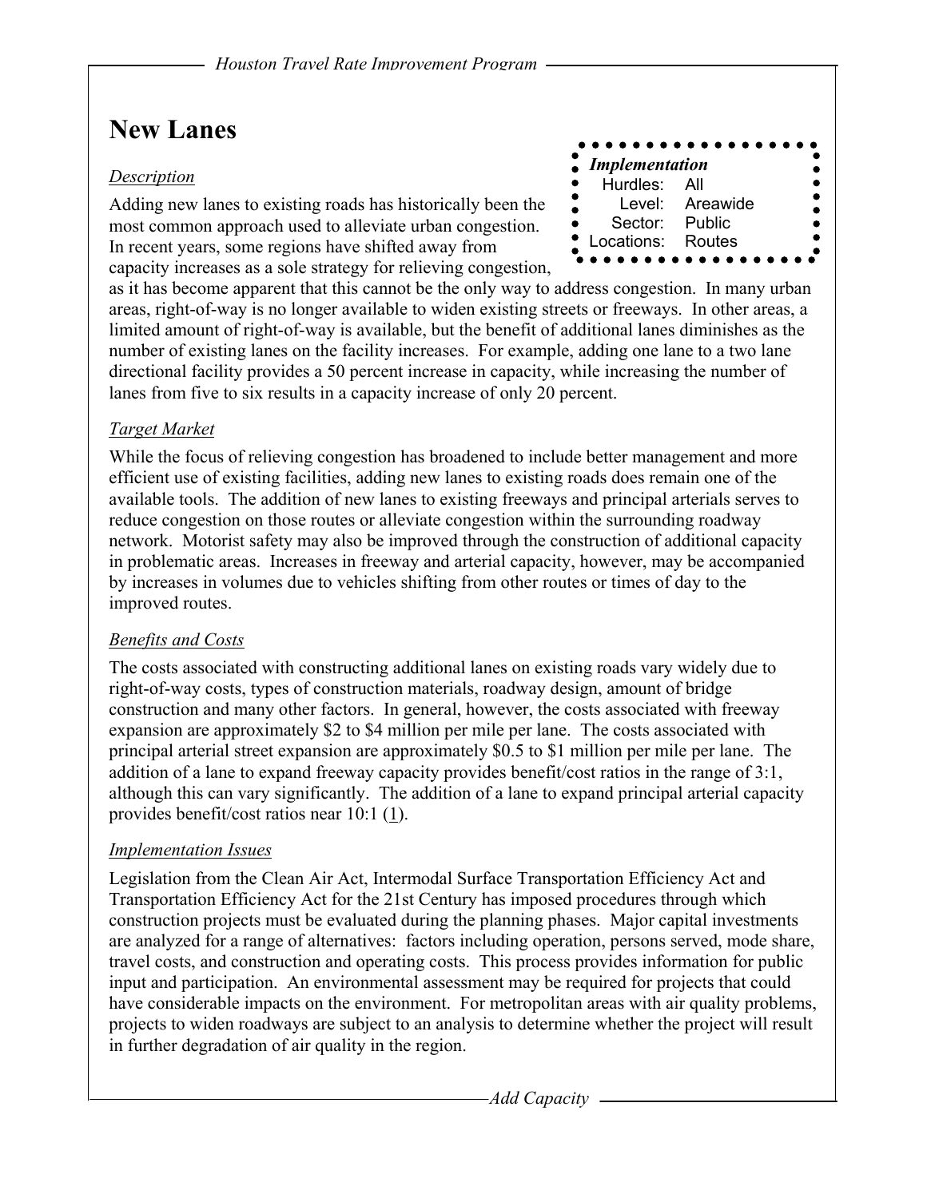# New Lanes

> ***Implementation***
> Hurdles: All
> Level: Areawide
> Sector: Public
> Locations: Routes

*Description*

Adding new lanes to existing roads has historically been the most common approach used to alleviate urban congestion. In recent years, some regions have shifted away from capacity increases as a sole strategy for relieving congestion, as it has become apparent that this cannot be the only way to address congestion. In many urban areas, right-of-way is no longer available to widen existing streets or freeways. In other areas, a limited amount of right-of-way is available, but the benefit of additional lanes diminishes as the number of existing lanes on the facility increases. For example, adding one lane to a two lane directional facility provides a 50 percent increase in capacity, while increasing the number of lanes from five to six results in a capacity increase of only 20 percent.

*Target Market*

While the focus of relieving congestion has broadened to include better management and more efficient use of existing facilities, adding new lanes to existing roads does remain one of the available tools. The addition of new lanes to existing freeways and principal arterials serves to reduce congestion on those routes or alleviate congestion within the surrounding roadway network. Motorist safety may also be improved through the construction of additional capacity in problematic areas. Increases in freeway and arterial capacity, however, may be accompanied by increases in volumes due to vehicles shifting from other routes or times of day to the improved routes.

*Benefits and Costs*

The costs associated with constructing additional lanes on existing roads vary widely due to right-of-way costs, types of construction materials, roadway design, amount of bridge construction and many other factors. In general, however, the costs associated with freeway expansion are approximately $2 to $4 million per mile per lane. The costs associated with principal arterial street expansion are approximately $0.5 to $1 million per mile per lane. The addition of a lane to expand freeway capacity provides benefit/cost ratios in the range of 3:1, although this can vary significantly. The addition of a lane to expand principal arterial capacity provides benefit/cost ratios near 10:1 (1).

*Implementation Issues*

Legislation from the Clean Air Act, Intermodal Surface Transportation Efficiency Act and Transportation Efficiency Act for the 21st Century has imposed procedures through which construction projects must be evaluated during the planning phases. Major capital investments are analyzed for a range of alternatives: factors including operation, persons served, mode share, travel costs, and construction and operating costs. This process provides information for public input and participation. An environmental assessment may be required for projects that could have considerable impacts on the environment. For metropolitan areas with air quality problems, projects to widen roadways are subject to an analysis to determine whether the project will result in further degradation of air quality in the region.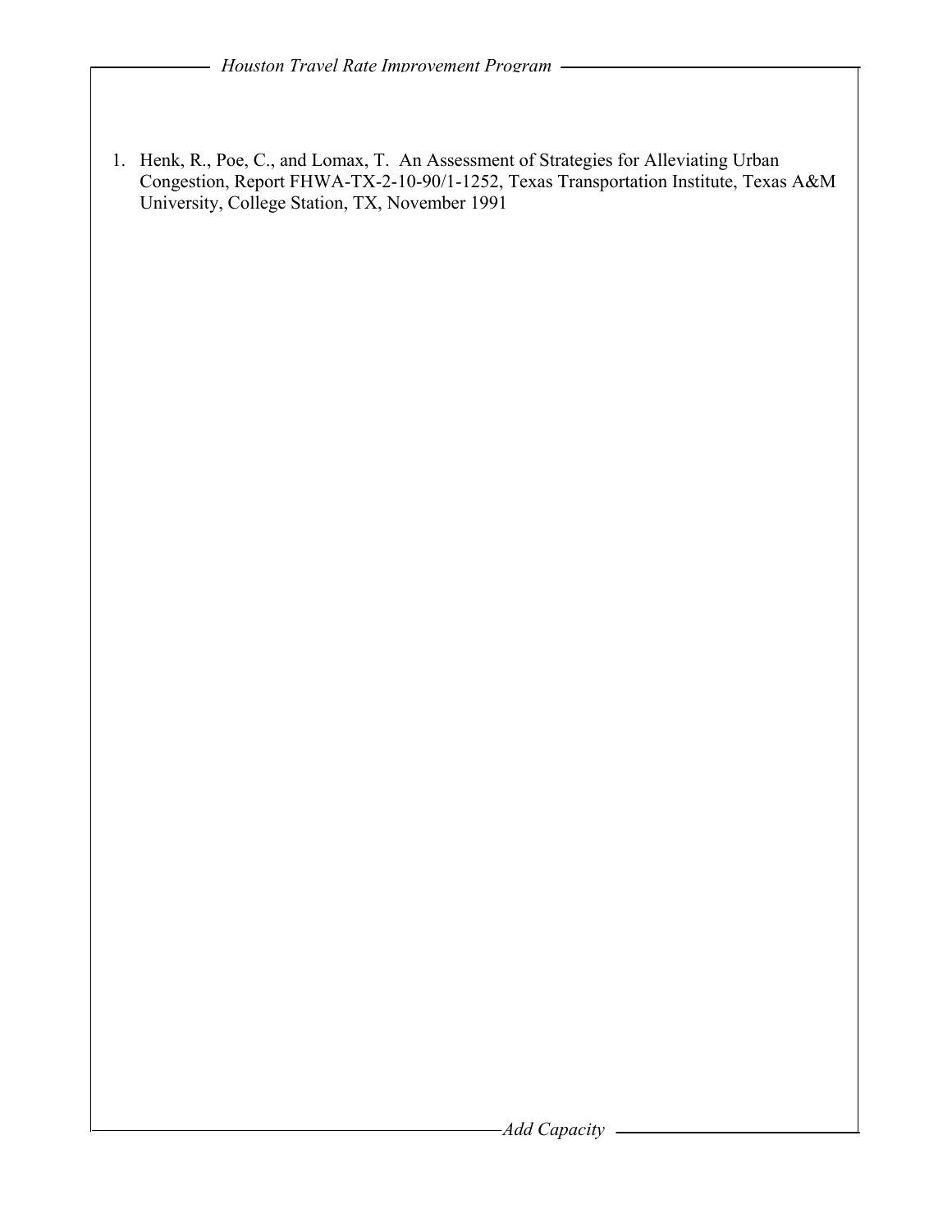1. Henk, R., Poe, C., and Lomax, T. An Assessment of Strategies for Alleviating Urban Congestion, Report FHWA-TX-2-10-90/1-1252, Texas Transportation Institute, Texas A&M University, College Station, TX, November 1991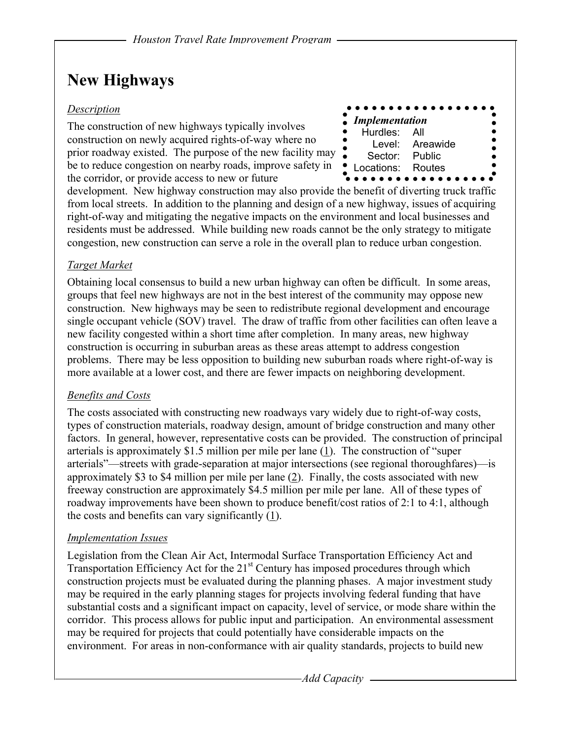# New Highways

*Implementation*
- Hurdles: All
- Level: Areawide
- Sector: Public
- Locations: Routes

## Description

The construction of new highways typically involves construction on newly acquired rights-of-way where no prior roadway existed. The purpose of the new facility may be to reduce congestion on nearby roads, improve safety in the corridor, or provide access to new or future development. New highway construction may also provide the benefit of diverting truck traffic from local streets. In addition to the planning and design of a new highway, issues of acquiring right-of-way and mitigating the negative impacts on the environment and local businesses and residents must be addressed. While building new roads cannot be the only strategy to mitigate congestion, new construction can serve a role in the overall plan to reduce urban congestion.

## Target Market

Obtaining local consensus to build a new urban highway can often be difficult. In some areas, groups that feel new highways are not in the best interest of the community may oppose new construction. New highways may be seen to redistribute regional development and encourage single occupant vehicle (SOV) travel. The draw of traffic from other facilities can often leave a new facility congested within a short time after completion. In many areas, new highway construction is occurring in suburban areas as these areas attempt to address congestion problems. There may be less opposition to building new suburban roads where right-of-way is more available at a lower cost, and there are fewer impacts on neighboring development.

## Benefits and Costs

The costs associated with constructing new roadways vary widely due to right-of-way costs, types of construction materials, roadway design, amount of bridge construction and many other factors. In general, however, representative costs can be provided. The construction of principal arterials is approximately $1.5 million per mile per lane (1). The construction of "super arterials"—streets with grade-separation at major intersections (see regional thoroughfares)—is approximately $3 to $4 million per mile per lane (2). Finally, the costs associated with new freeway construction are approximately $4.5 million per mile per lane. All of these types of roadway improvements have been shown to produce benefit/cost ratios of 2:1 to 4:1, although the costs and benefits can vary significantly (1).

## Implementation Issues

Legislation from the Clean Air Act, Intermodal Surface Transportation Efficiency Act and Transportation Efficiency Act for the 21st Century has imposed procedures through which construction projects must be evaluated during the planning phases. A major investment study may be required in the early planning stages for projects involving federal funding that have substantial costs and a significant impact on capacity, level of service, or mode share within the corridor. This process allows for public input and participation. An environmental assessment may be required for projects that could potentially have considerable impacts on the environment. For areas in non-conformance with air quality standards, projects to build new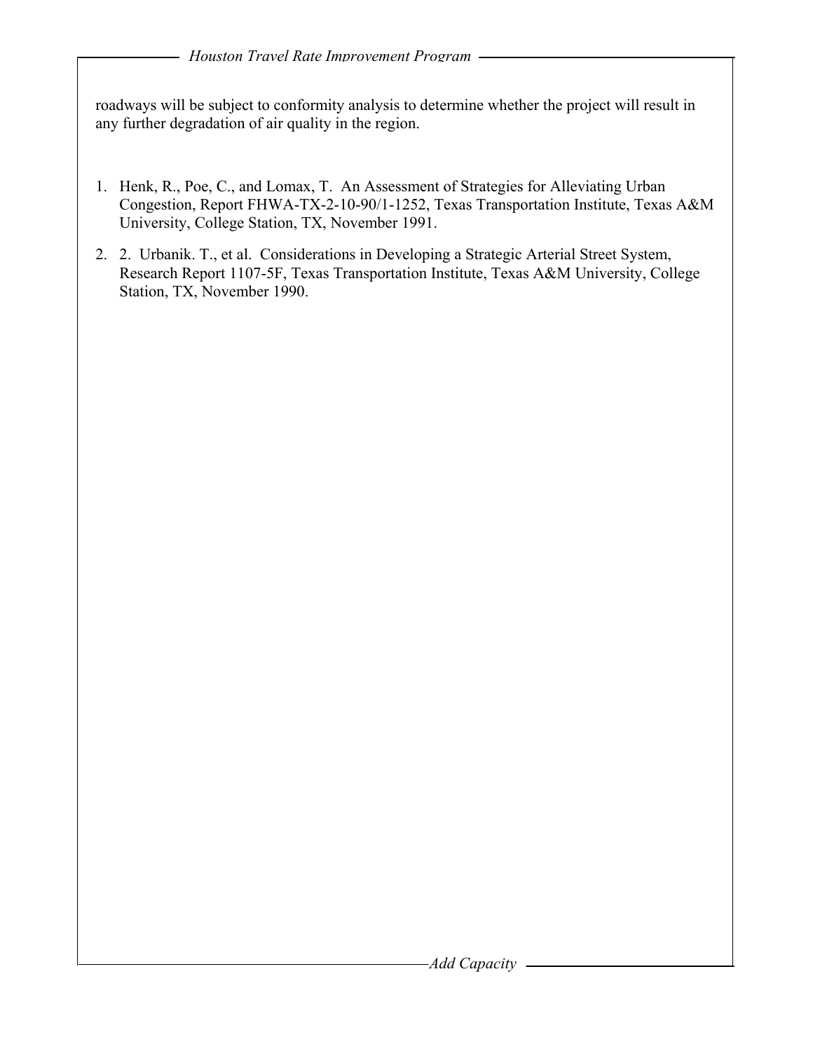roadways will be subject to conformity analysis to determine whether the project will result in any further degradation of air quality in the region.

1. Henk, R., Poe, C., and Lomax, T. An Assessment of Strategies for Alleviating Urban Congestion, Report FHWA-TX-2-10-90/1-1252, Texas Transportation Institute, Texas A&M University, College Station, TX, November 1991.
2. 2. Urbanik. T., et al. Considerations in Developing a Strategic Arterial Street System, Research Report 1107-5F, Texas Transportation Institute, Texas A&M University, College Station, TX, November 1990.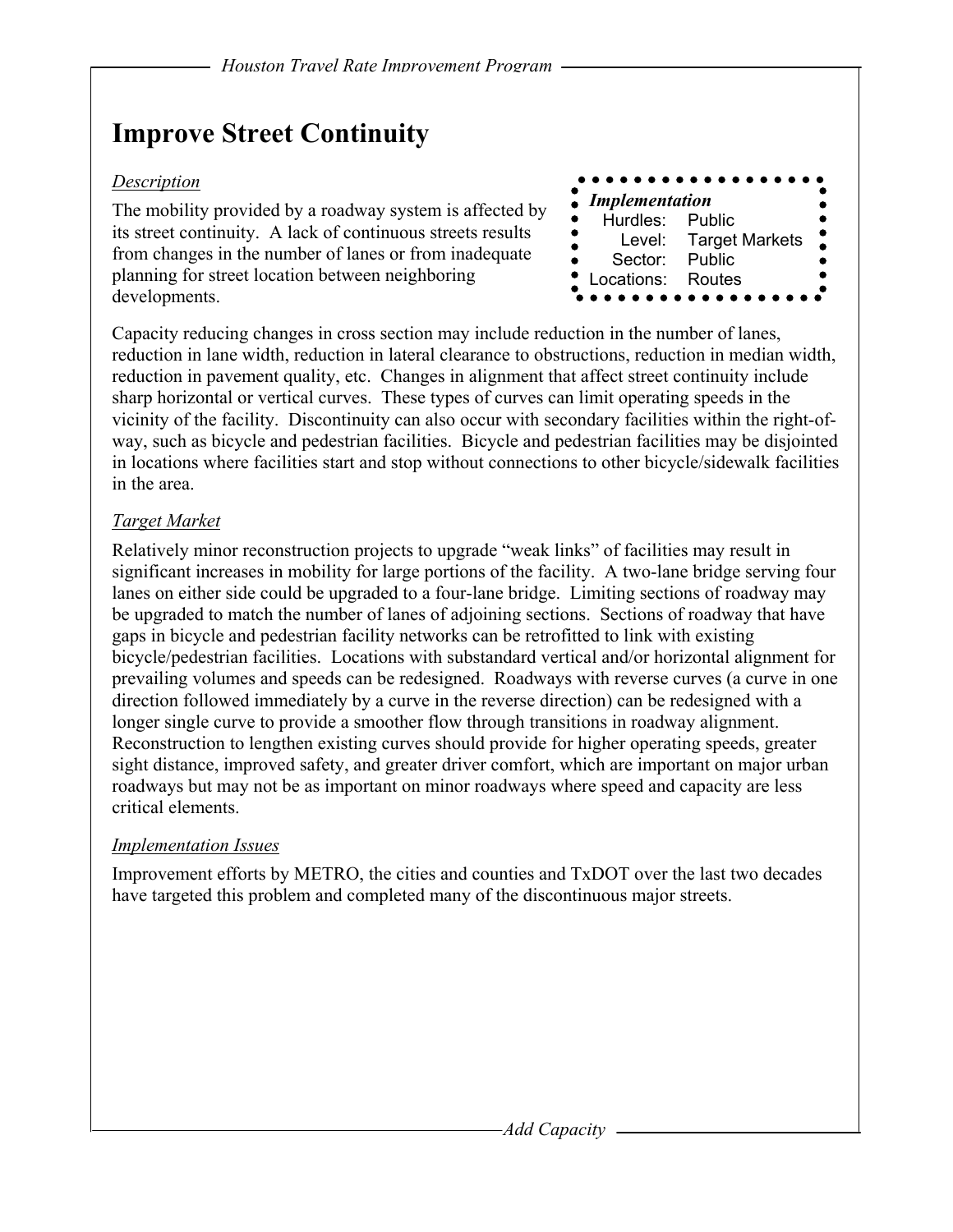# Improve Street Continuity

*Implementation*

| | |
|---|---|
| Hurdles: | Public |
| Level: | Target Markets |
| Sector: | Public |
| Locations: | Routes |

## Description

The mobility provided by a roadway system is affected by its street continuity. A lack of continuous streets results from changes in the number of lanes or from inadequate planning for street location between neighboring developments.

Capacity reducing changes in cross section may include reduction in the number of lanes, reduction in lane width, reduction in lateral clearance to obstructions, reduction in median width, reduction in pavement quality, etc. Changes in alignment that affect street continuity include sharp horizontal or vertical curves. These types of curves can limit operating speeds in the vicinity of the facility. Discontinuity can also occur with secondary facilities within the right-of-way, such as bicycle and pedestrian facilities. Bicycle and pedestrian facilities may be disjointed in locations where facilities start and stop without connections to other bicycle/sidewalk facilities in the area.

## Target Market

Relatively minor reconstruction projects to upgrade “weak links” of facilities may result in significant increases in mobility for large portions of the facility. A two-lane bridge serving four lanes on either side could be upgraded to a four-lane bridge. Limiting sections of roadway may be upgraded to match the number of lanes of adjoining sections. Sections of roadway that have gaps in bicycle and pedestrian facility networks can be retrofitted to link with existing bicycle/pedestrian facilities. Locations with substandard vertical and/or horizontal alignment for prevailing volumes and speeds can be redesigned. Roadways with reverse curves (a curve in one direction followed immediately by a curve in the reverse direction) can be redesigned with a longer single curve to provide a smoother flow through transitions in roadway alignment. Reconstruction to lengthen existing curves should provide for higher operating speeds, greater sight distance, improved safety, and greater driver comfort, which are important on major urban roadways but may not be as important on minor roadways where speed and capacity are less critical elements.

## Implementation Issues

Improvement efforts by METRO, the cities and counties and TxDOT over the last two decades have targeted this problem and completed many of the discontinuous major streets.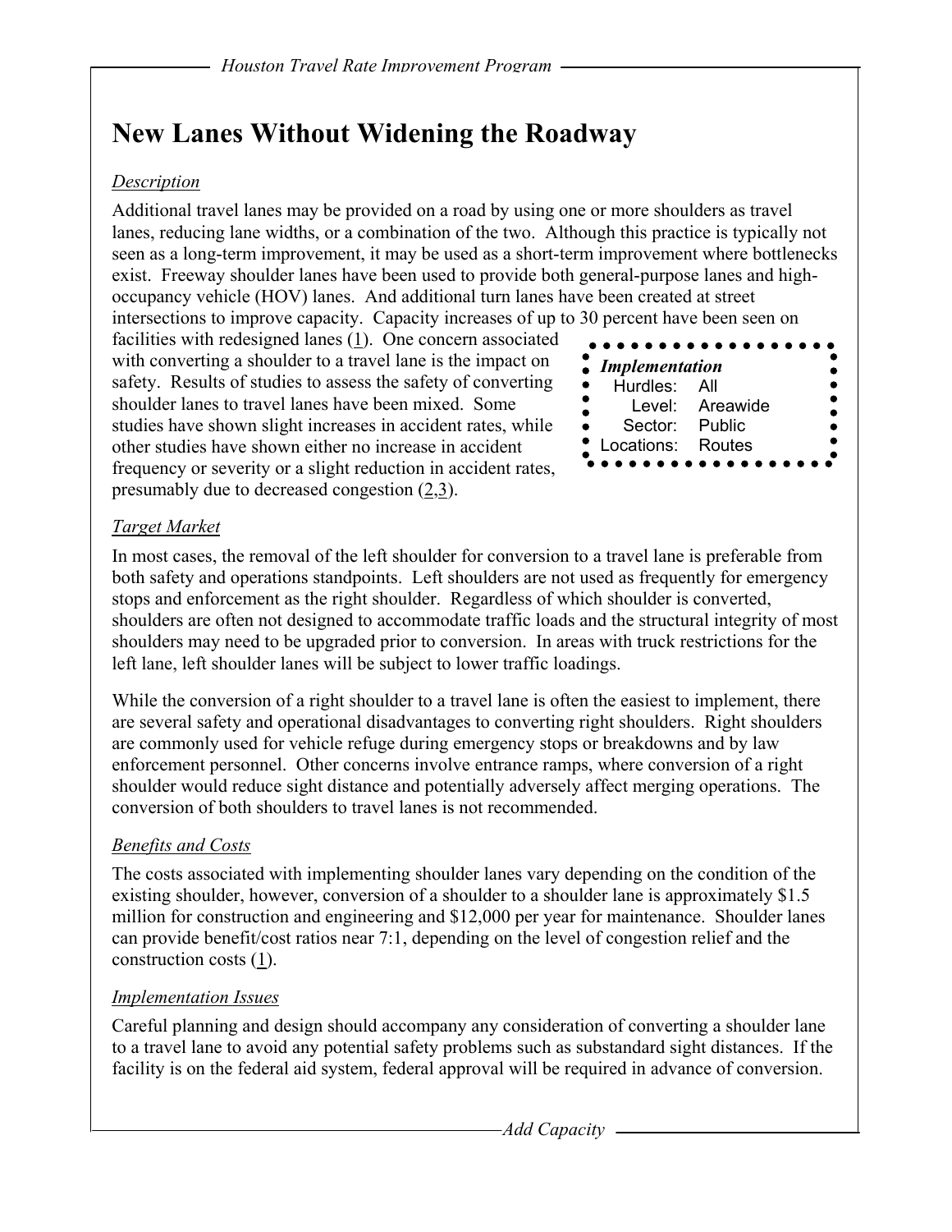# New Lanes Without Widening the Roadway

*Description*

Additional travel lanes may be provided on a road by using one or more shoulders as travel lanes, reducing lane widths, or a combination of the two. Although this practice is typically not seen as a long-term improvement, it may be used as a short-term improvement where bottlenecks exist. Freeway shoulder lanes have been used to provide both general-purpose lanes and high-occupancy vehicle (HOV) lanes. And additional turn lanes have been created at street intersections to improve capacity. Capacity increases of up to 30 percent have been seen on facilities with redesigned lanes (1). One concern associated with converting a shoulder to a travel lane is the impact on safety. Results of studies to assess the safety of converting shoulder lanes to travel lanes have been mixed. Some studies have shown slight increases in accident rates, while other studies have shown either no increase in accident frequency or severity or a slight reduction in accident rates, presumably due to decreased congestion (2,3).

| ***Implementation*** | |
|---|---|
| Hurdles: | All |
| Level: | Areawide |
| Sector: | Public |
| Locations: | Routes |

*Target Market*

In most cases, the removal of the left shoulder for conversion to a travel lane is preferable from both safety and operations standpoints. Left shoulders are not used as frequently for emergency stops and enforcement as the right shoulder. Regardless of which shoulder is converted, shoulders are often not designed to accommodate traffic loads and the structural integrity of most shoulders may need to be upgraded prior to conversion. In areas with truck restrictions for the left lane, left shoulder lanes will be subject to lower traffic loadings.

While the conversion of a right shoulder to a travel lane is often the easiest to implement, there are several safety and operational disadvantages to converting right shoulders. Right shoulders are commonly used for vehicle refuge during emergency stops or breakdowns and by law enforcement personnel. Other concerns involve entrance ramps, where conversion of a right shoulder would reduce sight distance and potentially adversely affect merging operations. The conversion of both shoulders to travel lanes is not recommended.

*Benefits and Costs*

The costs associated with implementing shoulder lanes vary depending on the condition of the existing shoulder, however, conversion of a shoulder to a shoulder lane is approximately $1.5 million for construction and engineering and $12,000 per year for maintenance. Shoulder lanes can provide benefit/cost ratios near 7:1, depending on the level of congestion relief and the construction costs (1).

*Implementation Issues*

Careful planning and design should accompany any consideration of converting a shoulder lane to a travel lane to avoid any potential safety problems such as substandard sight distances. If the facility is on the federal aid system, federal approval will be required in advance of conversion.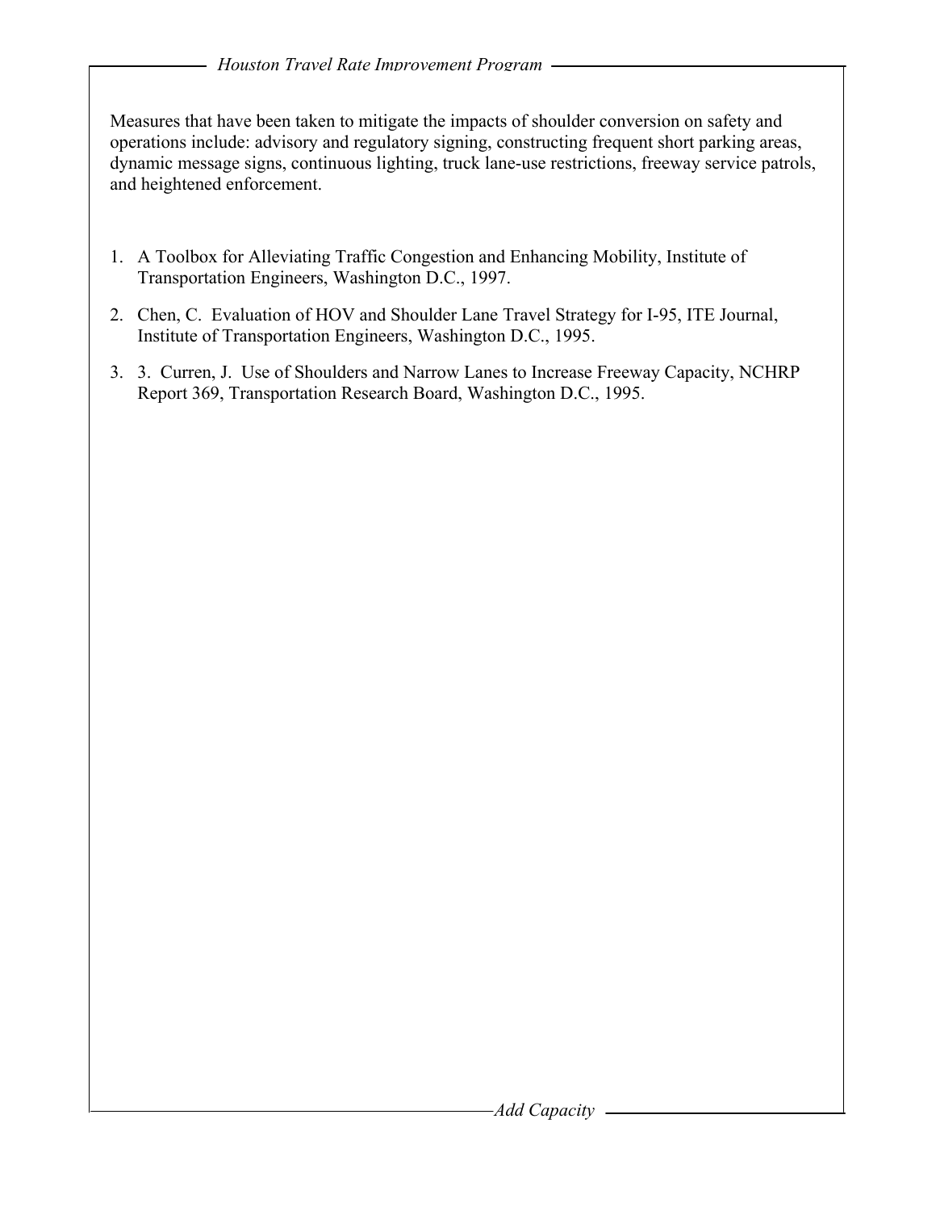Measures that have been taken to mitigate the impacts of shoulder conversion on safety and operations include: advisory and regulatory signing, constructing frequent short parking areas, dynamic message signs, continuous lighting, truck lane-use restrictions, freeway service patrols, and heightened enforcement.

1. A Toolbox for Alleviating Traffic Congestion and Enhancing Mobility, Institute of Transportation Engineers, Washington D.C., 1997.
2. Chen, C. Evaluation of HOV and Shoulder Lane Travel Strategy for I-95, ITE Journal, Institute of Transportation Engineers, Washington D.C., 1995.
3. 3. Curren, J. Use of Shoulders and Narrow Lanes to Increase Freeway Capacity, NCHRP Report 369, Transportation Research Board, Washington D.C., 1995.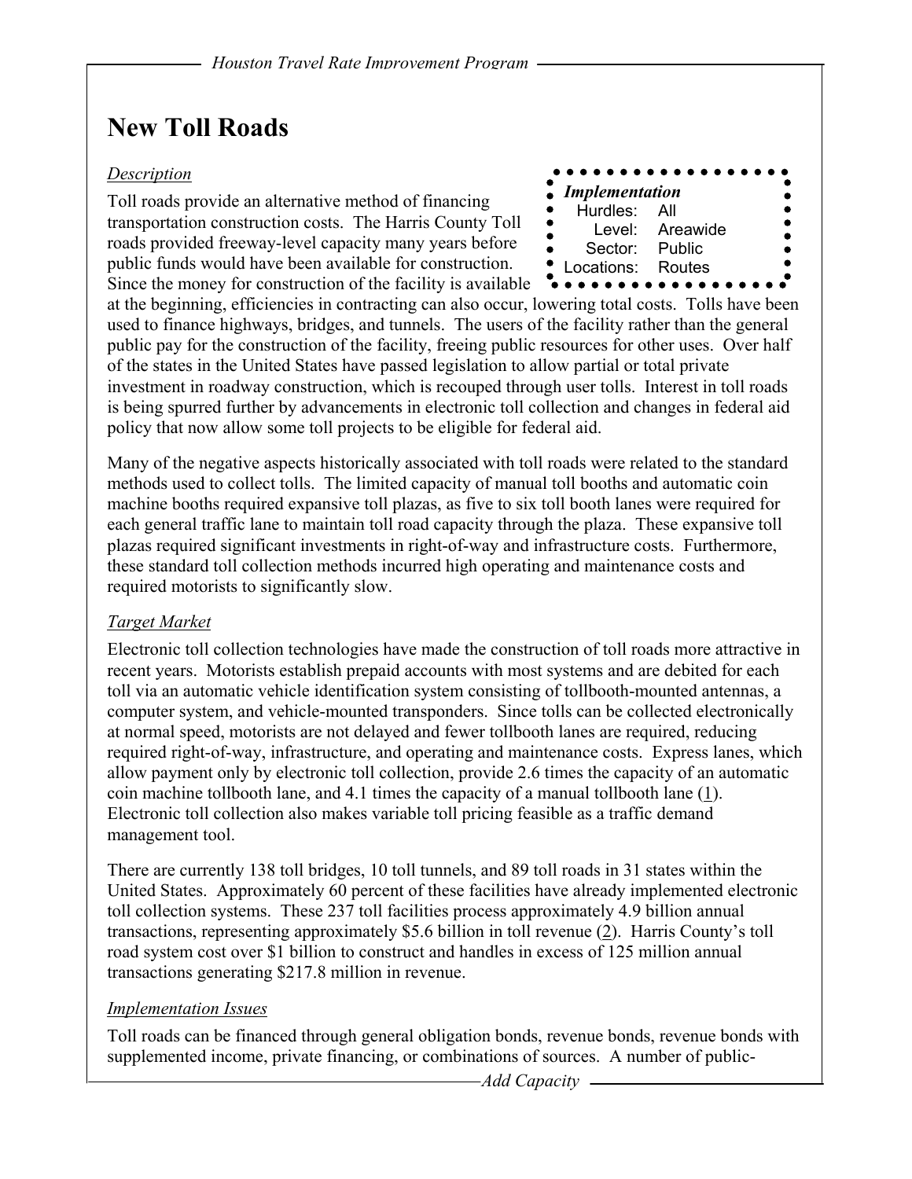# New Toll Roads

*Implementation*
Hurdles: All
Level: Areawide
Sector: Public
Locations: Routes

## *Description*

Toll roads provide an alternative method of financing transportation construction costs. The Harris County Toll roads provided freeway-level capacity many years before public funds would have been available for construction. Since the money for construction of the facility is available at the beginning, efficiencies in contracting can also occur, lowering total costs. Tolls have been used to finance highways, bridges, and tunnels. The users of the facility rather than the general public pay for the construction of the facility, freeing public resources for other uses. Over half of the states in the United States have passed legislation to allow partial or total private investment in roadway construction, which is recouped through user tolls. Interest in toll roads is being spurred further by advancements in electronic toll collection and changes in federal aid policy that now allow some toll projects to be eligible for federal aid.

Many of the negative aspects historically associated with toll roads were related to the standard methods used to collect tolls. The limited capacity of manual toll booths and automatic coin machine booths required expansive toll plazas, as five to six toll booth lanes were required for each general traffic lane to maintain toll road capacity through the plaza. These expansive toll plazas required significant investments in right-of-way and infrastructure costs. Furthermore, these standard toll collection methods incurred high operating and maintenance costs and required motorists to significantly slow.

## *Target Market*

Electronic toll collection technologies have made the construction of toll roads more attractive in recent years. Motorists establish prepaid accounts with most systems and are debited for each toll via an automatic vehicle identification system consisting of tollbooth-mounted antennas, a computer system, and vehicle-mounted transponders. Since tolls can be collected electronically at normal speed, motorists are not delayed and fewer tollbooth lanes are required, reducing required right-of-way, infrastructure, and operating and maintenance costs. Express lanes, which allow payment only by electronic toll collection, provide 2.6 times the capacity of an automatic coin machine tollbooth lane, and 4.1 times the capacity of a manual tollbooth lane (1). Electronic toll collection also makes variable toll pricing feasible as a traffic demand management tool.

There are currently 138 toll bridges, 10 toll tunnels, and 89 toll roads in 31 states within the United States. Approximately 60 percent of these facilities have already implemented electronic toll collection systems. These 237 toll facilities process approximately 4.9 billion annual transactions, representing approximately $5.6 billion in toll revenue (2). Harris County's toll road system cost over $1 billion to construct and handles in excess of 125 million annual transactions generating $217.8 million in revenue.

## *Implementation Issues*

Toll roads can be financed through general obligation bonds, revenue bonds, revenue bonds with supplemented income, private financing, or combinations of sources. A number of public-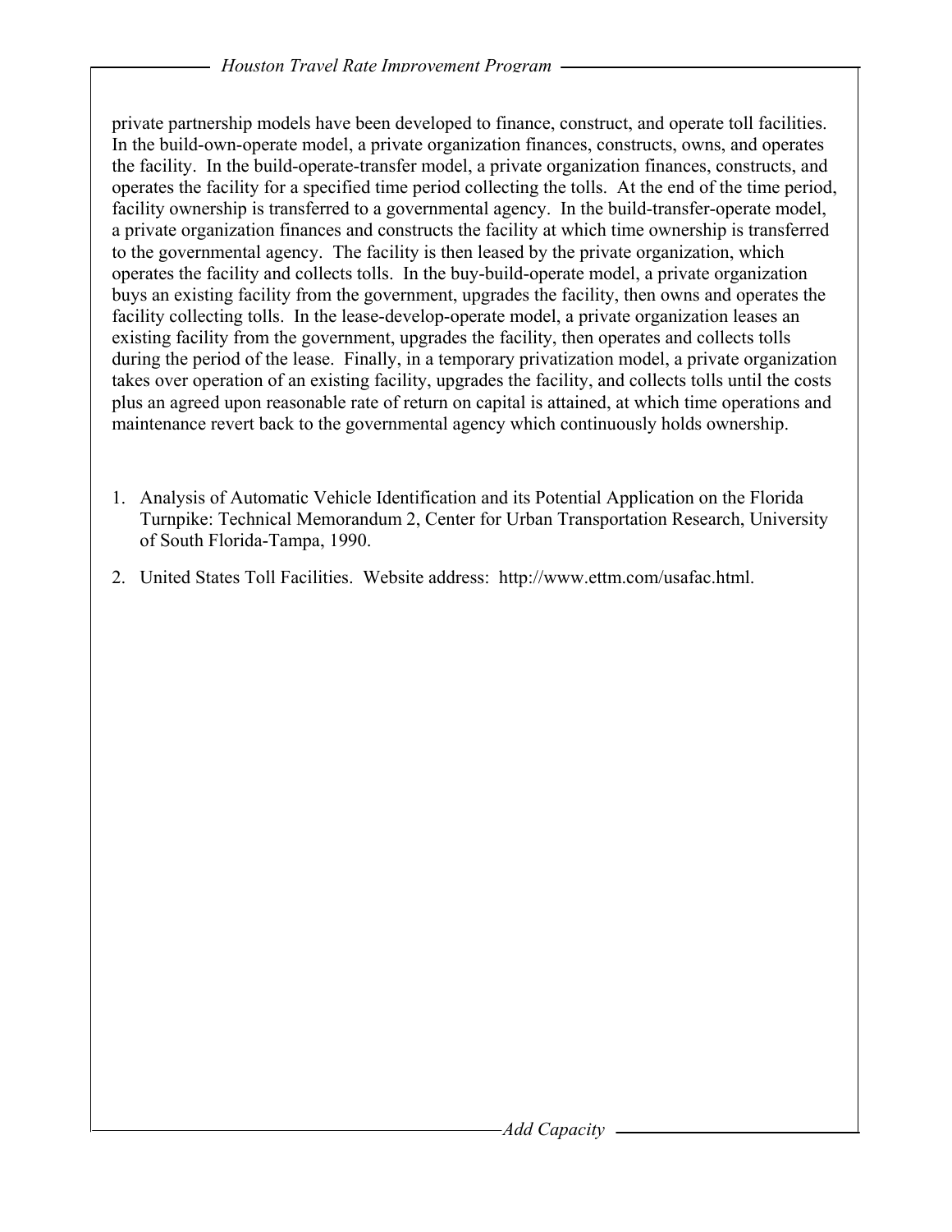private partnership models have been developed to finance, construct, and operate toll facilities. In the build-own-operate model, a private organization finances, constructs, owns, and operates the facility. In the build-operate-transfer model, a private organization finances, constructs, and operates the facility for a specified time period collecting the tolls. At the end of the time period, facility ownership is transferred to a governmental agency. In the build-transfer-operate model, a private organization finances and constructs the facility at which time ownership is transferred to the governmental agency. The facility is then leased by the private organization, which operates the facility and collects tolls. In the buy-build-operate model, a private organization buys an existing facility from the government, upgrades the facility, then owns and operates the facility collecting tolls. In the lease-develop-operate model, a private organization leases an existing facility from the government, upgrades the facility, then operates and collects tolls during the period of the lease. Finally, in a temporary privatization model, a private organization takes over operation of an existing facility, upgrades the facility, and collects tolls until the costs plus an agreed upon reasonable rate of return on capital is attained, at which time operations and maintenance revert back to the governmental agency which continuously holds ownership.

1. Analysis of Automatic Vehicle Identification and its Potential Application on the Florida Turnpike: Technical Memorandum 2, Center for Urban Transportation Research, University of South Florida-Tampa, 1990.
2. United States Toll Facilities. Website address: http://www.ettm.com/usafac.html.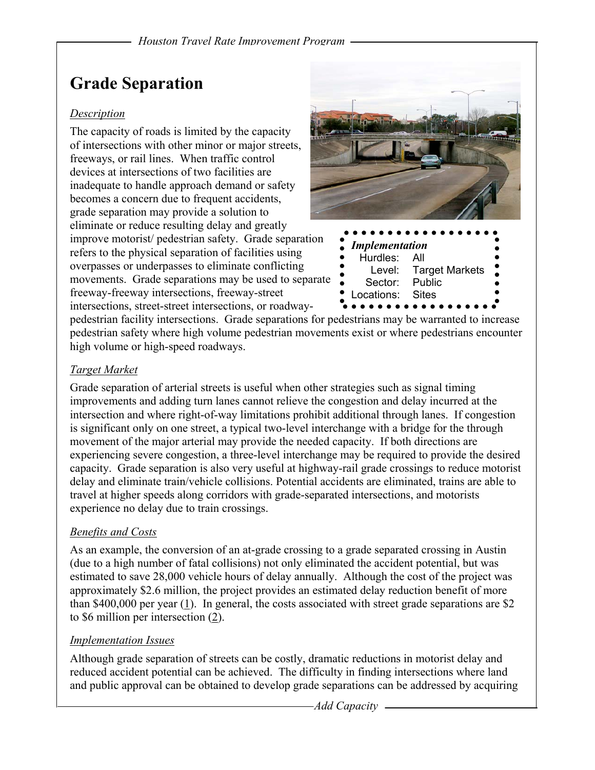# Grade Separation

*Description*

The capacity of roads is limited by the capacity of intersections with other minor or major streets, freeways, or rail lines. When traffic control devices at intersections of two facilities are inadequate to handle approach demand or safety becomes a concern due to frequent accidents, grade separation may provide a solution to eliminate or reduce resulting delay and greatly improve motorist/ pedestrian safety. Grade separation refers to the physical separation of facilities using overpasses or underpasses to eliminate conflicting movements. Grade separations may be used to separate freeway-freeway intersections, freeway-street intersections, street-street intersections, or roadway-pedestrian facility intersections. Grade separations for pedestrians may be warranted to increase pedestrian safety where high volume pedestrian movements exist or where pedestrians encounter high volume or high-speed roadways.

**Implementation**

| | |
|---|---|
| Hurdles: | All |
| Level: | Target Markets |
| Sector: | Public |
| Locations: | Sites |

*Target Market*

Grade separation of arterial streets is useful when other strategies such as signal timing improvements and adding turn lanes cannot relieve the congestion and delay incurred at the intersection and where right-of-way limitations prohibit additional through lanes. If congestion is significant only on one street, a typical two-level interchange with a bridge for the through movement of the major arterial may provide the needed capacity. If both directions are experiencing severe congestion, a three-level interchange may be required to provide the desired capacity. Grade separation is also very useful at highway-rail grade crossings to reduce motorist delay and eliminate train/vehicle collisions. Potential accidents are eliminated, trains are able to travel at higher speeds along corridors with grade-separated intersections, and motorists experience no delay due to train crossings.

*Benefits and Costs*

As an example, the conversion of an at-grade crossing to a grade separated crossing in Austin (due to a high number of fatal collisions) not only eliminated the accident potential, but was estimated to save 28,000 vehicle hours of delay annually. Although the cost of the project was approximately $2.6 million, the project provides an estimated delay reduction benefit of more than $400,000 per year (1). In general, the costs associated with street grade separations are $2 to $6 million per intersection (2).

*Implementation Issues*

Although grade separation of streets can be costly, dramatic reductions in motorist delay and reduced accident potential can be achieved. The difficulty in finding intersections where land and public approval can be obtained to develop grade separations can be addressed by acquiring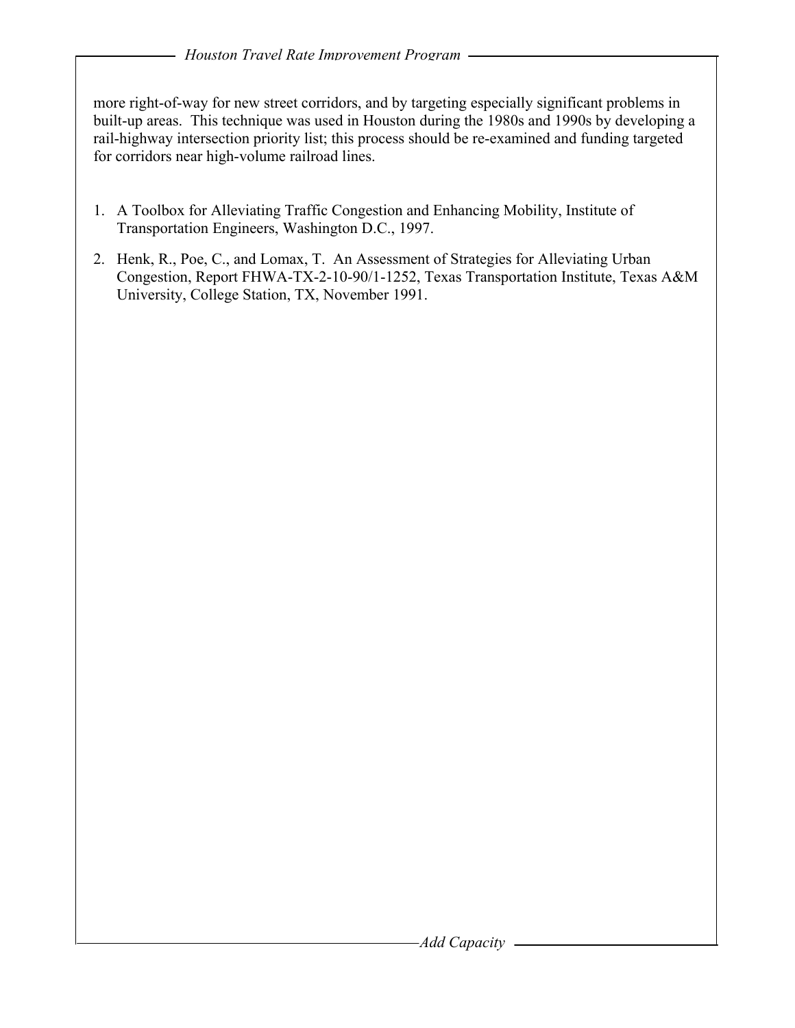more right-of-way for new street corridors, and by targeting especially significant problems in built-up areas. This technique was used in Houston during the 1980s and 1990s by developing a rail-highway intersection priority list; this process should be re-examined and funding targeted for corridors near high-volume railroad lines.

1. A Toolbox for Alleviating Traffic Congestion and Enhancing Mobility, Institute of Transportation Engineers, Washington D.C., 1997.
2. Henk, R., Poe, C., and Lomax, T. An Assessment of Strategies for Alleviating Urban Congestion, Report FHWA-TX-2-10-90/1-1252, Texas Transportation Institute, Texas A&M University, College Station, TX, November 1991.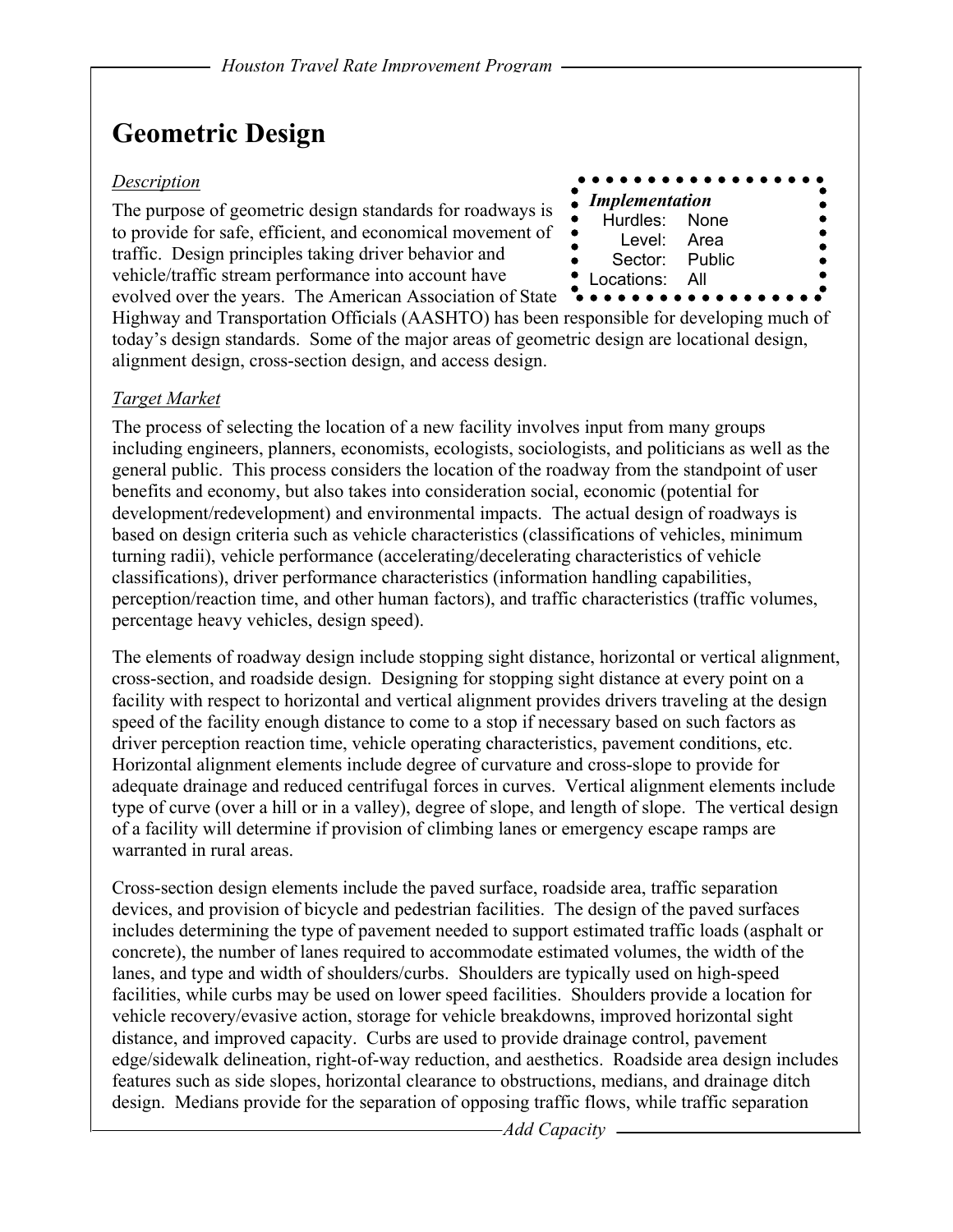# Geometric Design

*Implementation*
Hurdles: None
Level: Area
Sector: Public
Locations: All

## Description

The purpose of geometric design standards for roadways is to provide for safe, efficient, and economical movement of traffic. Design principles taking driver behavior and vehicle/traffic stream performance into account have evolved over the years. The American Association of State Highway and Transportation Officials (AASHTO) has been responsible for developing much of today's design standards. Some of the major areas of geometric design are locational design, alignment design, cross-section design, and access design.

## Target Market

The process of selecting the location of a new facility involves input from many groups including engineers, planners, economists, ecologists, sociologists, and politicians as well as the general public. This process considers the location of the roadway from the standpoint of user benefits and economy, but also takes into consideration social, economic (potential for development/redevelopment) and environmental impacts. The actual design of roadways is based on design criteria such as vehicle characteristics (classifications of vehicles, minimum turning radii), vehicle performance (accelerating/decelerating characteristics of vehicle classifications), driver performance characteristics (information handling capabilities, perception/reaction time, and other human factors), and traffic characteristics (traffic volumes, percentage heavy vehicles, design speed).

The elements of roadway design include stopping sight distance, horizontal or vertical alignment, cross-section, and roadside design. Designing for stopping sight distance at every point on a facility with respect to horizontal and vertical alignment provides drivers traveling at the design speed of the facility enough distance to come to a stop if necessary based on such factors as driver perception reaction time, vehicle operating characteristics, pavement conditions, etc. Horizontal alignment elements include degree of curvature and cross-slope to provide for adequate drainage and reduced centrifugal forces in curves. Vertical alignment elements include type of curve (over a hill or in a valley), degree of slope, and length of slope. The vertical design of a facility will determine if provision of climbing lanes or emergency escape ramps are warranted in rural areas.

Cross-section design elements include the paved surface, roadside area, traffic separation devices, and provision of bicycle and pedestrian facilities. The design of the paved surfaces includes determining the type of pavement needed to support estimated traffic loads (asphalt or concrete), the number of lanes required to accommodate estimated volumes, the width of the lanes, and type and width of shoulders/curbs. Shoulders are typically used on high-speed facilities, while curbs may be used on lower speed facilities. Shoulders provide a location for vehicle recovery/evasive action, storage for vehicle breakdowns, improved horizontal sight distance, and improved capacity. Curbs are used to provide drainage control, pavement edge/sidewalk delineation, right-of-way reduction, and aesthetics. Roadside area design includes features such as side slopes, horizontal clearance to obstructions, medians, and drainage ditch design. Medians provide for the separation of opposing traffic flows, while traffic separation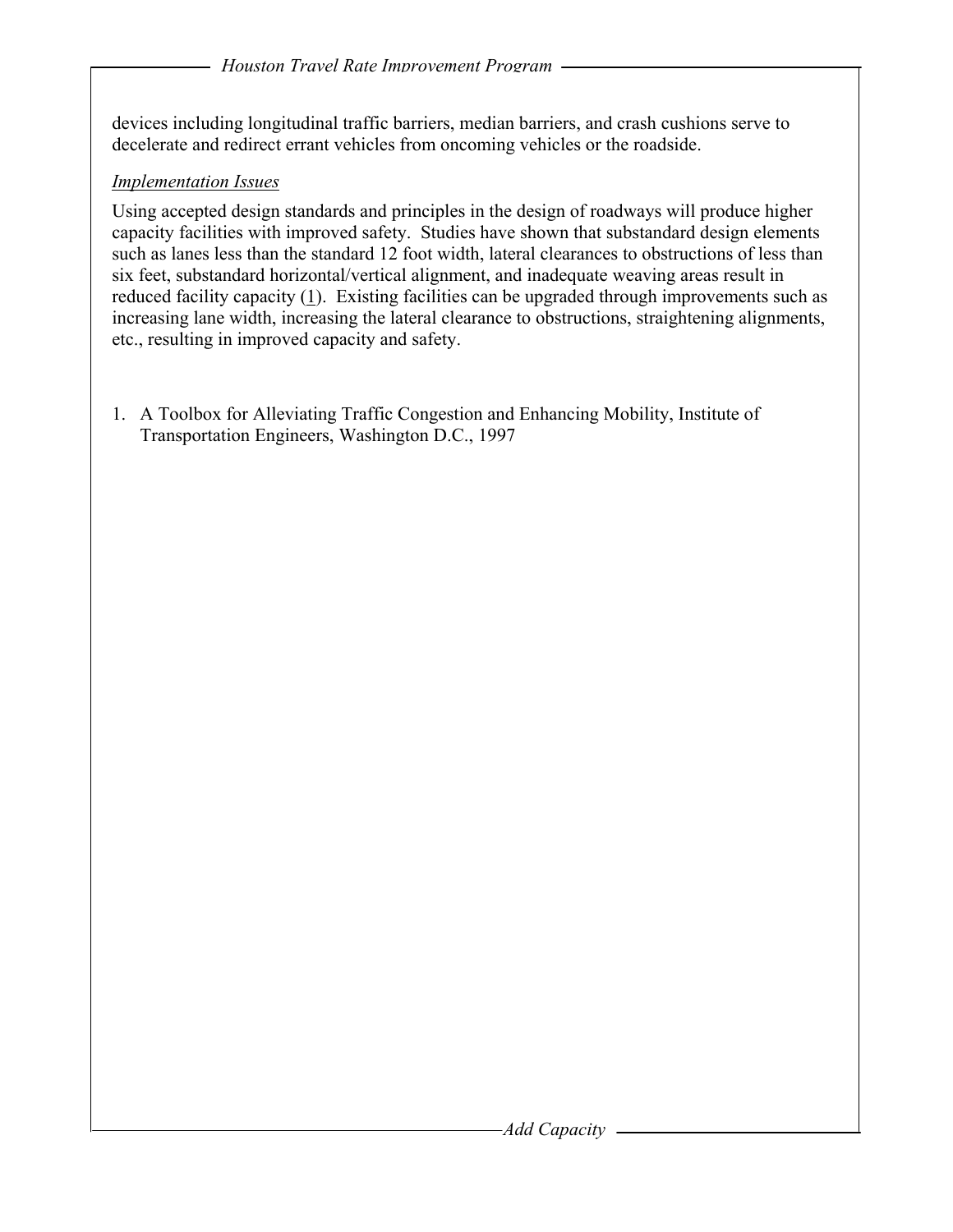devices including longitudinal traffic barriers, median barriers, and crash cushions serve to decelerate and redirect errant vehicles from oncoming vehicles or the roadside.

*Implementation Issues*

Using accepted design standards and principles in the design of roadways will produce higher capacity facilities with improved safety. Studies have shown that substandard design elements such as lanes less than the standard 12 foot width, lateral clearances to obstructions of less than six feet, substandard horizontal/vertical alignment, and inadequate weaving areas result in reduced facility capacity (1). Existing facilities can be upgraded through improvements such as increasing lane width, increasing the lateral clearance to obstructions, straightening alignments, etc., resulting in improved capacity and safety.

1. A Toolbox for Alleviating Traffic Congestion and Enhancing Mobility, Institute of Transportation Engineers, Washington D.C., 1997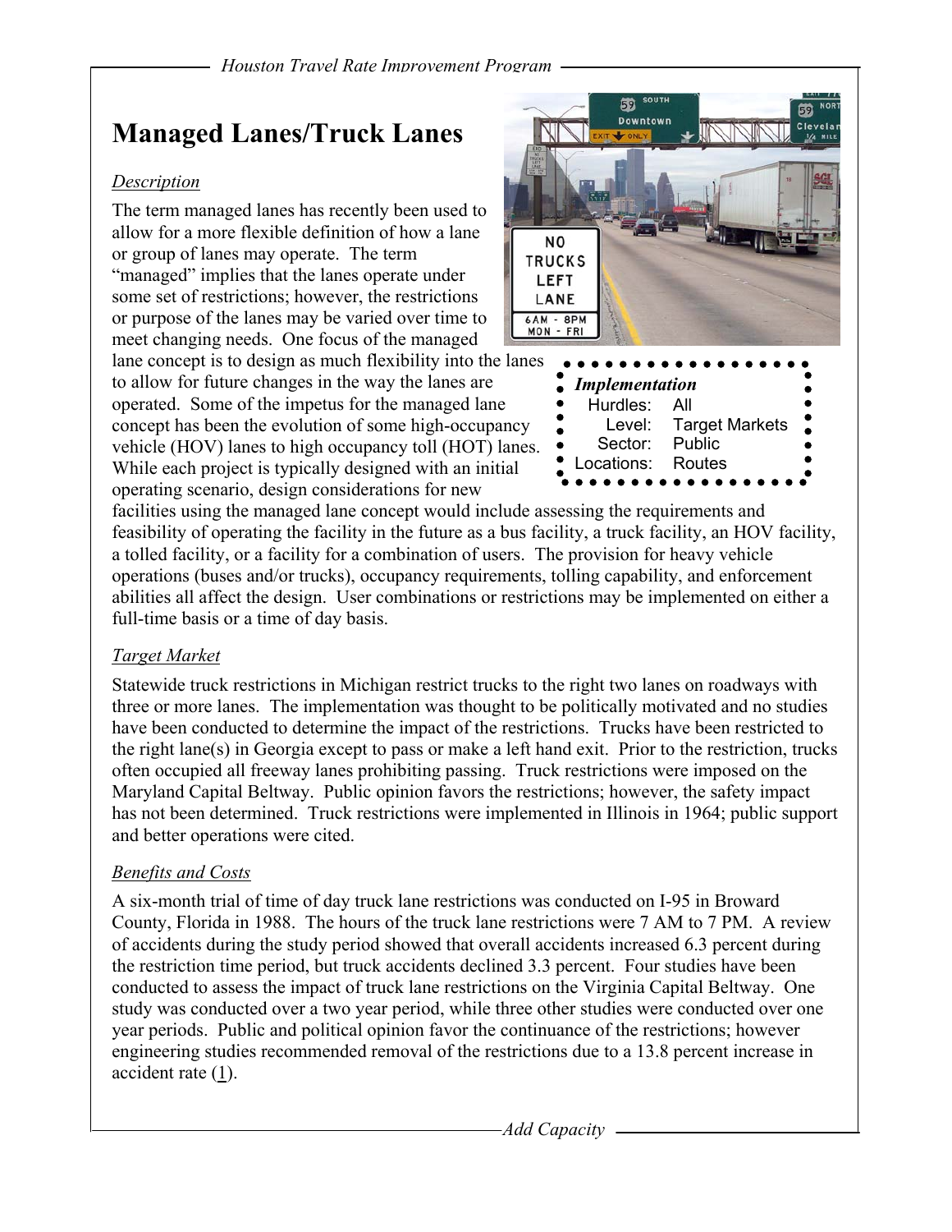# Managed Lanes/Truck Lanes

*Description*

The term managed lanes has recently been used to allow for a more flexible definition of how a lane or group of lanes may operate. The term "managed" implies that the lanes operate under some set of restrictions; however, the restrictions or purpose of the lanes may be varied over time to meet changing needs. One focus of the managed lane concept is to design as much flexibility into the lanes to allow for future changes in the way the lanes are operated. Some of the impetus for the managed lane concept has been the evolution of some high-occupancy vehicle (HOV) lanes to high occupancy toll (HOT) lanes. While each project is typically designed with an initial operating scenario, design considerations for new facilities using the managed lane concept would include assessing the requirements and feasibility of operating the facility in the future as a bus facility, a truck facility, an HOV facility, a tolled facility, or a facility for a combination of users. The provision for heavy vehicle operations (buses and/or trucks), occupancy requirements, tolling capability, and enforcement abilities all affect the design. User combinations or restrictions may be implemented on either a full-time basis or a time of day basis.

***Implementation***

| | |
|---|---|
| Hurdles: | All |
| Level: | Target Markets |
| Sector: | Public |
| Locations: | Routes |

*Target Market*

Statewide truck restrictions in Michigan restrict trucks to the right two lanes on roadways with three or more lanes. The implementation was thought to be politically motivated and no studies have been conducted to determine the impact of the restrictions. Trucks have been restricted to the right lane(s) in Georgia except to pass or make a left hand exit. Prior to the restriction, trucks often occupied all freeway lanes prohibiting passing. Truck restrictions were imposed on the Maryland Capital Beltway. Public opinion favors the restrictions; however, the safety impact has not been determined. Truck restrictions were implemented in Illinois in 1964; public support and better operations were cited.

*Benefits and Costs*

A six-month trial of time of day truck lane restrictions was conducted on I-95 in Broward County, Florida in 1988. The hours of the truck lane restrictions were 7 AM to 7 PM. A review of accidents during the study period showed that overall accidents increased 6.3 percent during the restriction time period, but truck accidents declined 3.3 percent. Four studies have been conducted to assess the impact of truck lane restrictions on the Virginia Capital Beltway. One study was conducted over a two year period, while three other studies were conducted over one year periods. Public and political opinion favor the continuance of the restrictions; however engineering studies recommended removal of the restrictions due to a 13.8 percent increase in accident rate (1).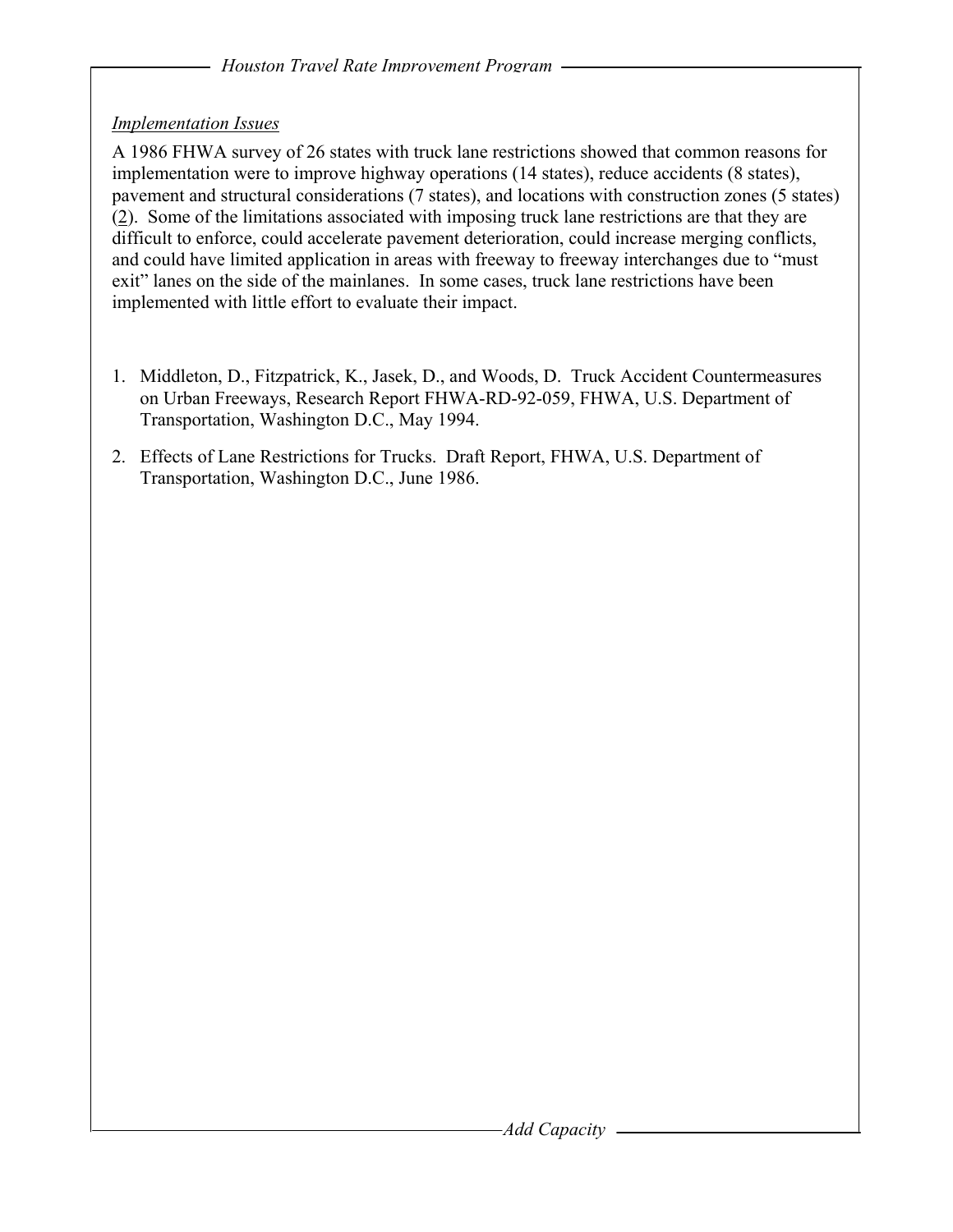*Implementation Issues*

A 1986 FHWA survey of 26 states with truck lane restrictions showed that common reasons for implementation were to improve highway operations (14 states), reduce accidents (8 states), pavement and structural considerations (7 states), and locations with construction zones (5 states) (2). Some of the limitations associated with imposing truck lane restrictions are that they are difficult to enforce, could accelerate pavement deterioration, could increase merging conflicts, and could have limited application in areas with freeway to freeway interchanges due to "must exit" lanes on the side of the mainlanes. In some cases, truck lane restrictions have been implemented with little effort to evaluate their impact.

1. Middleton, D., Fitzpatrick, K., Jasek, D., and Woods, D. Truck Accident Countermeasures on Urban Freeways, Research Report FHWA-RD-92-059, FHWA, U.S. Department of Transportation, Washington D.C., May 1994.
2. Effects of Lane Restrictions for Trucks. Draft Report, FHWA, U.S. Department of Transportation, Washington D.C., June 1986.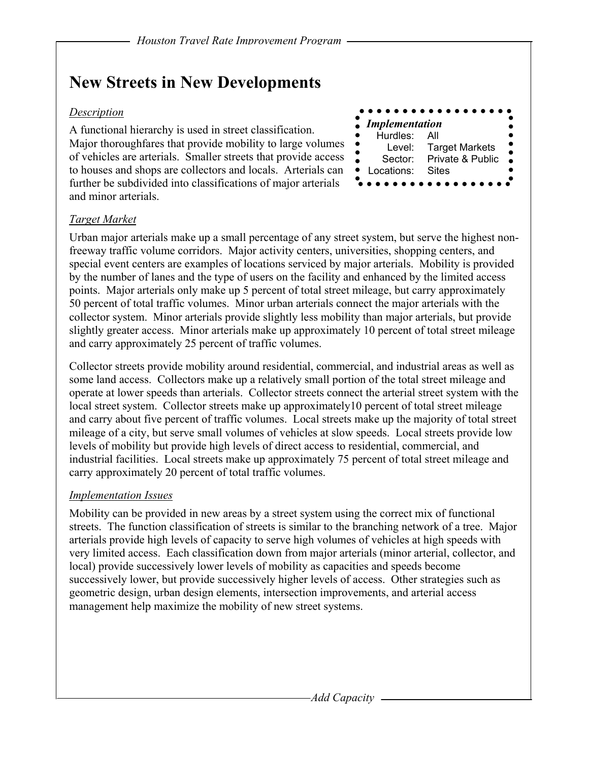# New Streets in New Developments

*Description*

A functional hierarchy is used in street classification. Major thoroughfares that provide mobility to large volumes of vehicles are arterials. Smaller streets that provide access to houses and shops are collectors and locals. Arterials can further be subdivided into classifications of major arterials and minor arterials.

***Implementation***

| | |
|---|---|
| Hurdles: | All |
| Level: | Target Markets |
| Sector: | Private & Public |
| Locations: | Sites |

*Target Market*

Urban major arterials make up a small percentage of any street system, but serve the highest non-freeway traffic volume corridors. Major activity centers, universities, shopping centers, and special event centers are examples of locations serviced by major arterials. Mobility is provided by the number of lanes and the type of users on the facility and enhanced by the limited access points. Major arterials only make up 5 percent of total street mileage, but carry approximately 50 percent of total traffic volumes. Minor urban arterials connect the major arterials with the collector system. Minor arterials provide slightly less mobility than major arterials, but provide slightly greater access. Minor arterials make up approximately 10 percent of total street mileage and carry approximately 25 percent of traffic volumes.

Collector streets provide mobility around residential, commercial, and industrial areas as well as some land access. Collectors make up a relatively small portion of the total street mileage and operate at lower speeds than arterials. Collector streets connect the arterial street system with the local street system. Collector streets make up approximately10 percent of total street mileage and carry about five percent of traffic volumes. Local streets make up the majority of total street mileage of a city, but serve small volumes of vehicles at slow speeds. Local streets provide low levels of mobility but provide high levels of direct access to residential, commercial, and industrial facilities. Local streets make up approximately 75 percent of total street mileage and carry approximately 20 percent of total traffic volumes.

*Implementation Issues*

Mobility can be provided in new areas by a street system using the correct mix of functional streets. The function classification of streets is similar to the branching network of a tree. Major arterials provide high levels of capacity to serve high volumes of vehicles at high speeds with very limited access. Each classification down from major arterials (minor arterial, collector, and local) provide successively lower levels of mobility as capacities and speeds become successively lower, but provide successively higher levels of access. Other strategies such as geometric design, urban design elements, intersection improvements, and arterial access management help maximize the mobility of new street systems.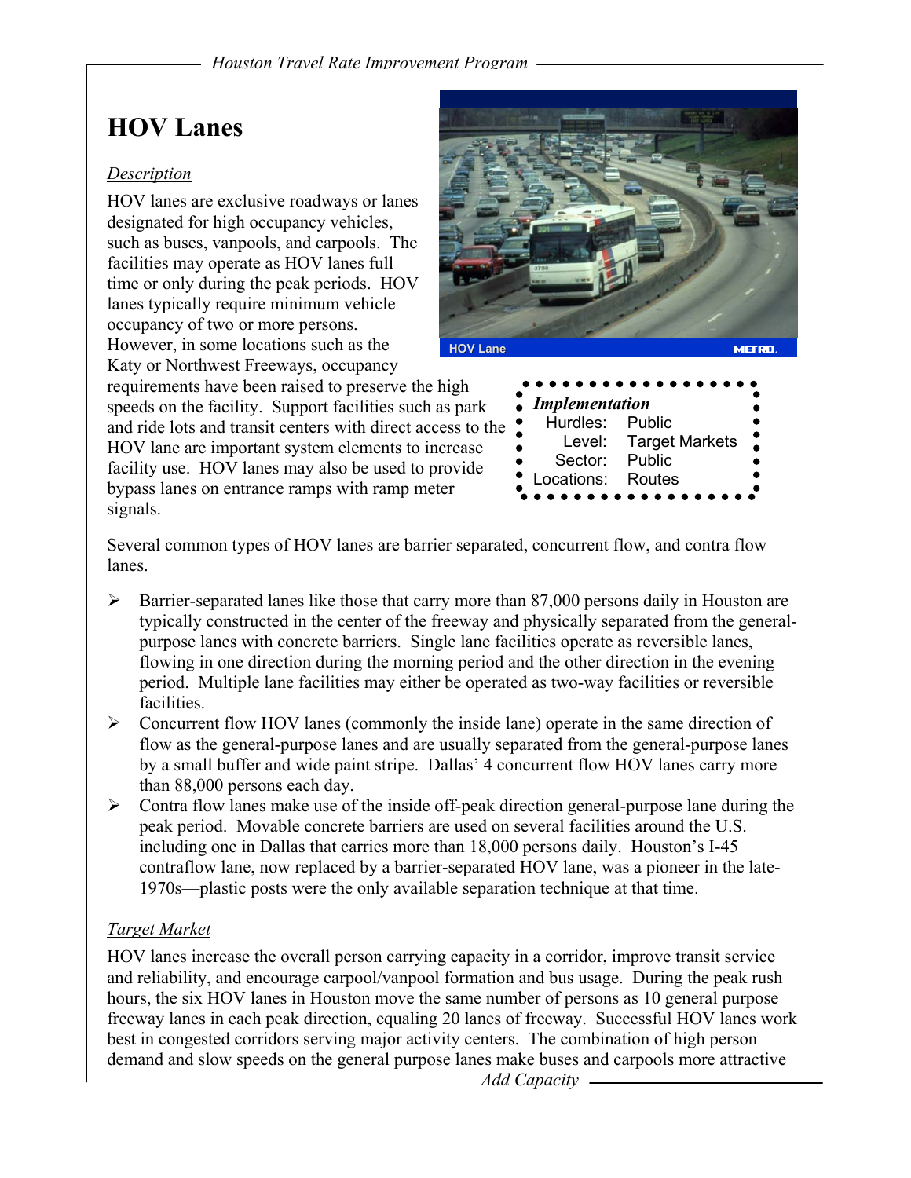# HOV Lanes

*Description*

HOV lanes are exclusive roadways or lanes designated for high occupancy vehicles, such as buses, vanpools, and carpools. The facilities may operate as HOV lanes full time or only during the peak periods. HOV lanes typically require minimum vehicle occupancy of two or more persons. However, in some locations such as the Katy or Northwest Freeways, occupancy requirements have been raised to preserve the high speeds on the facility. Support facilities such as park and ride lots and transit centers with direct access to the HOV lane are important system elements to increase facility use. HOV lanes may also be used to provide bypass lanes on entrance ramps with ramp meter signals.

HOV Lane    METRO.

***Implementation***

Hurdles: Public
Level: Target Markets
Sector: Public
Locations: Routes

Several common types of HOV lanes are barrier separated, concurrent flow, and contra flow lanes.

- Barrier-separated lanes like those that carry more than 87,000 persons daily in Houston are typically constructed in the center of the freeway and physically separated from the general-purpose lanes with concrete barriers. Single lane facilities operate as reversible lanes, flowing in one direction during the morning period and the other direction in the evening period. Multiple lane facilities may either be operated as two-way facilities or reversible facilities.
- Concurrent flow HOV lanes (commonly the inside lane) operate in the same direction of flow as the general-purpose lanes and are usually separated from the general-purpose lanes by a small buffer and wide paint stripe. Dallas' 4 concurrent flow HOV lanes carry more than 88,000 persons each day.
- Contra flow lanes make use of the inside off-peak direction general-purpose lane during the peak period. Movable concrete barriers are used on several facilities around the U.S. including one in Dallas that carries more than 18,000 persons daily. Houston's I-45 contraflow lane, now replaced by a barrier-separated HOV lane, was a pioneer in the late-1970s—plastic posts were the only available separation technique at that time.

*Target Market*

HOV lanes increase the overall person carrying capacity in a corridor, improve transit service and reliability, and encourage carpool/vanpool formation and bus usage. During the peak rush hours, the six HOV lanes in Houston move the same number of persons as 10 general purpose freeway lanes in each peak direction, equaling 20 lanes of freeway. Successful HOV lanes work best in congested corridors serving major activity centers. The combination of high person demand and slow speeds on the general purpose lanes make buses and carpools more attractive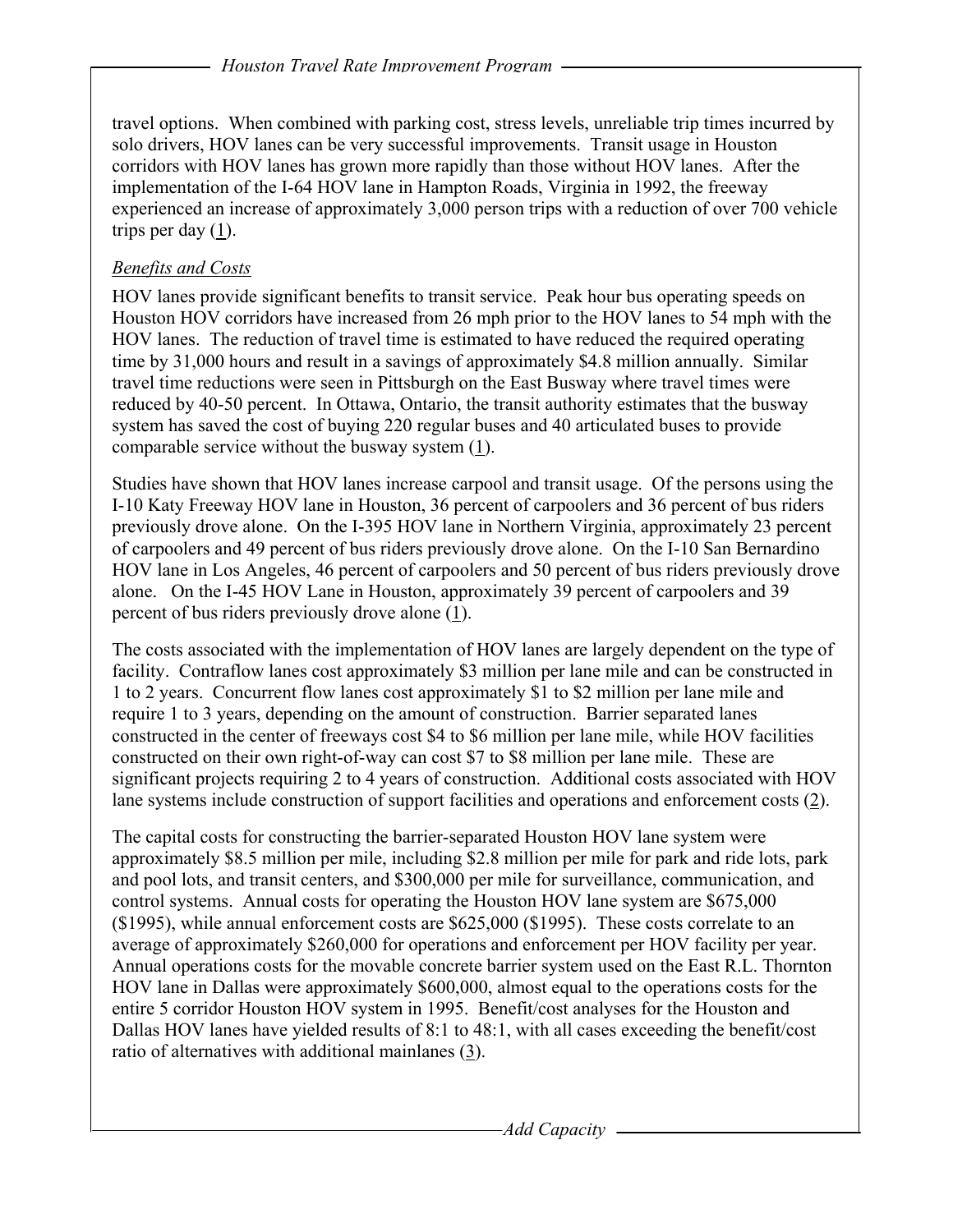travel options. When combined with parking cost, stress levels, unreliable trip times incurred by solo drivers, HOV lanes can be very successful improvements. Transit usage in Houston corridors with HOV lanes has grown more rapidly than those without HOV lanes. After the implementation of the I-64 HOV lane in Hampton Roads, Virginia in 1992, the freeway experienced an increase of approximately 3,000 person trips with a reduction of over 700 vehicle trips per day (1).

*Benefits and Costs*

HOV lanes provide significant benefits to transit service. Peak hour bus operating speeds on Houston HOV corridors have increased from 26 mph prior to the HOV lanes to 54 mph with the HOV lanes. The reduction of travel time is estimated to have reduced the required operating time by 31,000 hours and result in a savings of approximately $4.8 million annually. Similar travel time reductions were seen in Pittsburgh on the East Busway where travel times were reduced by 40-50 percent. In Ottawa, Ontario, the transit authority estimates that the busway system has saved the cost of buying 220 regular buses and 40 articulated buses to provide comparable service without the busway system (1).

Studies have shown that HOV lanes increase carpool and transit usage. Of the persons using the I-10 Katy Freeway HOV lane in Houston, 36 percent of carpoolers and 36 percent of bus riders previously drove alone. On the I-395 HOV lane in Northern Virginia, approximately 23 percent of carpoolers and 49 percent of bus riders previously drove alone. On the I-10 San Bernardino HOV lane in Los Angeles, 46 percent of carpoolers and 50 percent of bus riders previously drove alone. On the I-45 HOV Lane in Houston, approximately 39 percent of carpoolers and 39 percent of bus riders previously drove alone (1).

The costs associated with the implementation of HOV lanes are largely dependent on the type of facility. Contraflow lanes cost approximately $3 million per lane mile and can be constructed in 1 to 2 years. Concurrent flow lanes cost approximately $1 to $2 million per lane mile and require 1 to 3 years, depending on the amount of construction. Barrier separated lanes constructed in the center of freeways cost $4 to $6 million per lane mile, while HOV facilities constructed on their own right-of-way can cost $7 to $8 million per lane mile. These are significant projects requiring 2 to 4 years of construction. Additional costs associated with HOV lane systems include construction of support facilities and operations and enforcement costs (2).

The capital costs for constructing the barrier-separated Houston HOV lane system were approximately $8.5 million per mile, including $2.8 million per mile for park and ride lots, park and pool lots, and transit centers, and $300,000 per mile for surveillance, communication, and control systems. Annual costs for operating the Houston HOV lane system are $675,000 ($1995), while annual enforcement costs are $625,000 ($1995). These costs correlate to an average of approximately $260,000 for operations and enforcement per HOV facility per year. Annual operations costs for the movable concrete barrier system used on the East R.L. Thornton HOV lane in Dallas were approximately $600,000, almost equal to the operations costs for the entire 5 corridor Houston HOV system in 1995. Benefit/cost analyses for the Houston and Dallas HOV lanes have yielded results of 8:1 to 48:1, with all cases exceeding the benefit/cost ratio of alternatives with additional mainlanes (3).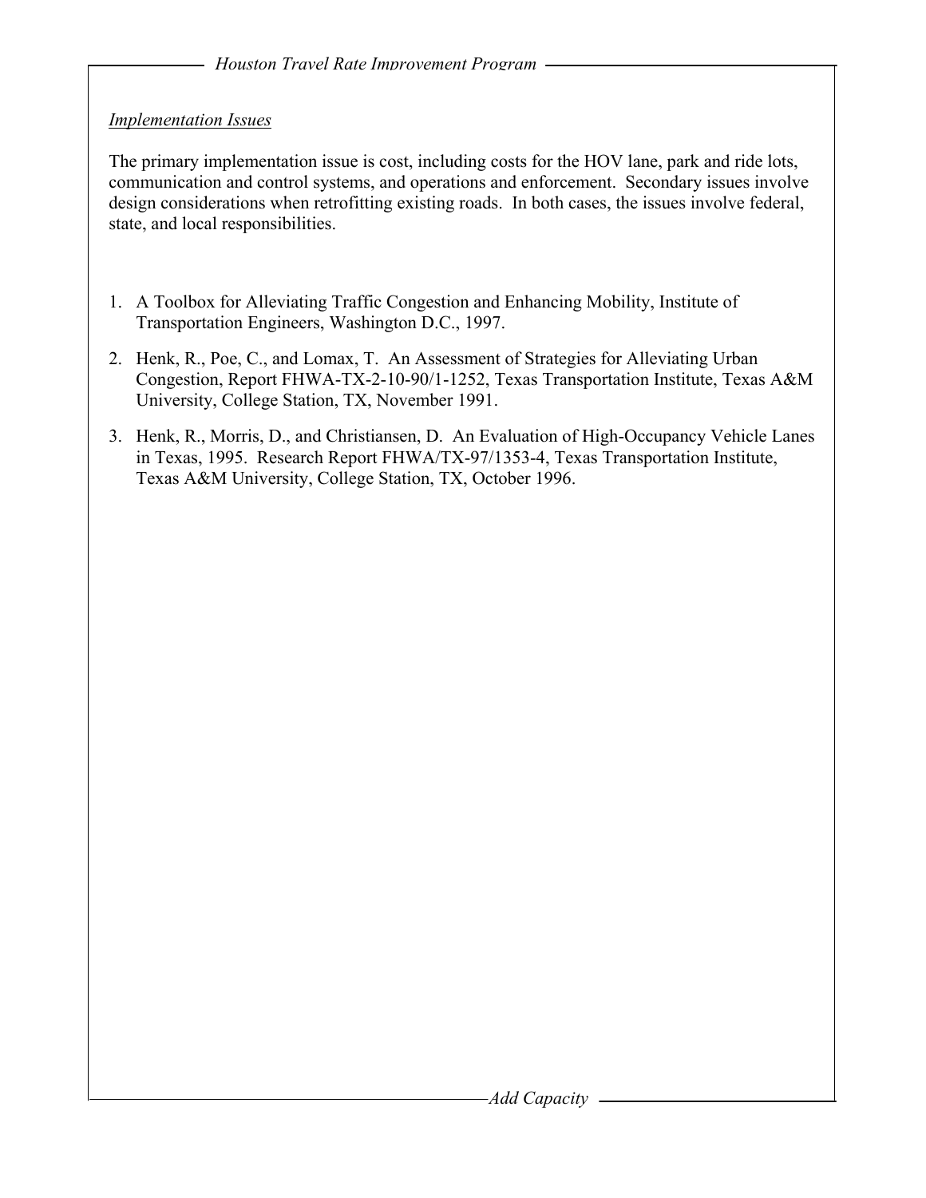*Implementation Issues*

The primary implementation issue is cost, including costs for the HOV lane, park and ride lots, communication and control systems, and operations and enforcement. Secondary issues involve design considerations when retrofitting existing roads. In both cases, the issues involve federal, state, and local responsibilities.

1. A Toolbox for Alleviating Traffic Congestion and Enhancing Mobility, Institute of Transportation Engineers, Washington D.C., 1997.
2. Henk, R., Poe, C., and Lomax, T. An Assessment of Strategies for Alleviating Urban Congestion, Report FHWA-TX-2-10-90/1-1252, Texas Transportation Institute, Texas A&M University, College Station, TX, November 1991.
3. Henk, R., Morris, D., and Christiansen, D. An Evaluation of High-Occupancy Vehicle Lanes in Texas, 1995. Research Report FHWA/TX-97/1353-4, Texas Transportation Institute, Texas A&M University, College Station, TX, October 1996.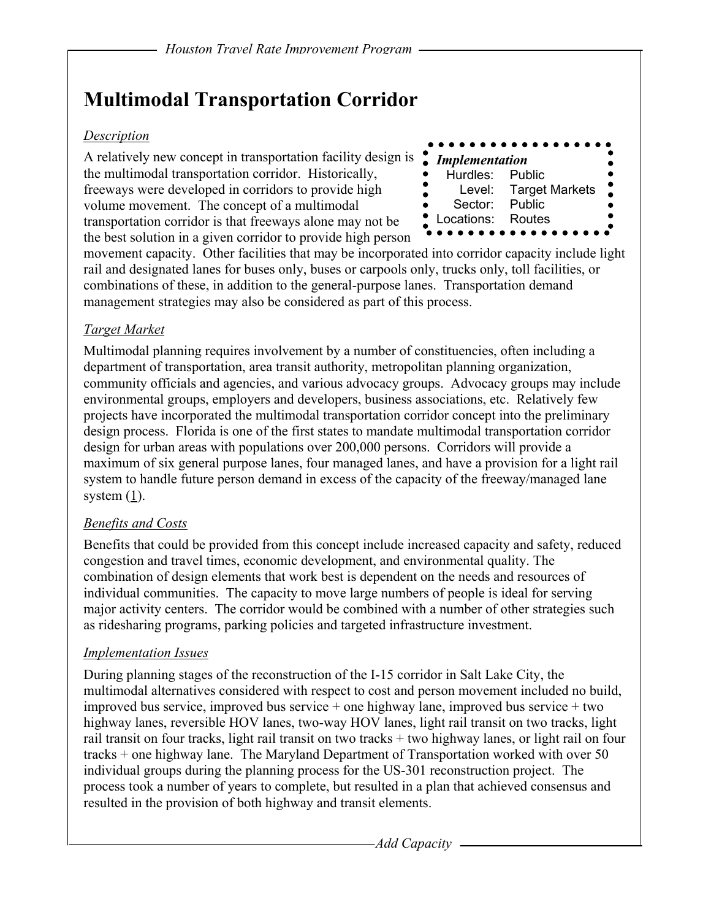# Multimodal Transportation Corridor

*Description*

| *Implementation* | |
|---|---|
| Hurdles: | Public |
| Level: | Target Markets |
| Sector: | Public |
| Locations: | Routes |

A relatively new concept in transportation facility design is the multimodal transportation corridor. Historically, freeways were developed in corridors to provide high volume movement. The concept of a multimodal transportation corridor is that freeways alone may not be the best solution in a given corridor to provide high person movement capacity. Other facilities that may be incorporated into corridor capacity include light rail and designated lanes for buses only, buses or carpools only, trucks only, toll facilities, or combinations of these, in addition to the general-purpose lanes. Transportation demand management strategies may also be considered as part of this process.

*Target Market*

Multimodal planning requires involvement by a number of constituencies, often including a department of transportation, area transit authority, metropolitan planning organization, community officials and agencies, and various advocacy groups. Advocacy groups may include environmental groups, employers and developers, business associations, etc. Relatively few projects have incorporated the multimodal transportation corridor concept into the preliminary design process. Florida is one of the first states to mandate multimodal transportation corridor design for urban areas with populations over 200,000 persons. Corridors will provide a maximum of six general purpose lanes, four managed lanes, and have a provision for a light rail system to handle future person demand in excess of the capacity of the freeway/managed lane system (1).

*Benefits and Costs*

Benefits that could be provided from this concept include increased capacity and safety, reduced congestion and travel times, economic development, and environmental quality. The combination of design elements that work best is dependent on the needs and resources of individual communities. The capacity to move large numbers of people is ideal for serving major activity centers. The corridor would be combined with a number of other strategies such as ridesharing programs, parking policies and targeted infrastructure investment.

*Implementation Issues*

During planning stages of the reconstruction of the I-15 corridor in Salt Lake City, the multimodal alternatives considered with respect to cost and person movement included no build, improved bus service, improved bus service + one highway lane, improved bus service + two highway lanes, reversible HOV lanes, two-way HOV lanes, light rail transit on two tracks, light rail transit on four tracks, light rail transit on two tracks + two highway lanes, or light rail on four tracks + one highway lane. The Maryland Department of Transportation worked with over 50 individual groups during the planning process for the US-301 reconstruction project. The process took a number of years to complete, but resulted in a plan that achieved consensus and resulted in the provision of both highway and transit elements.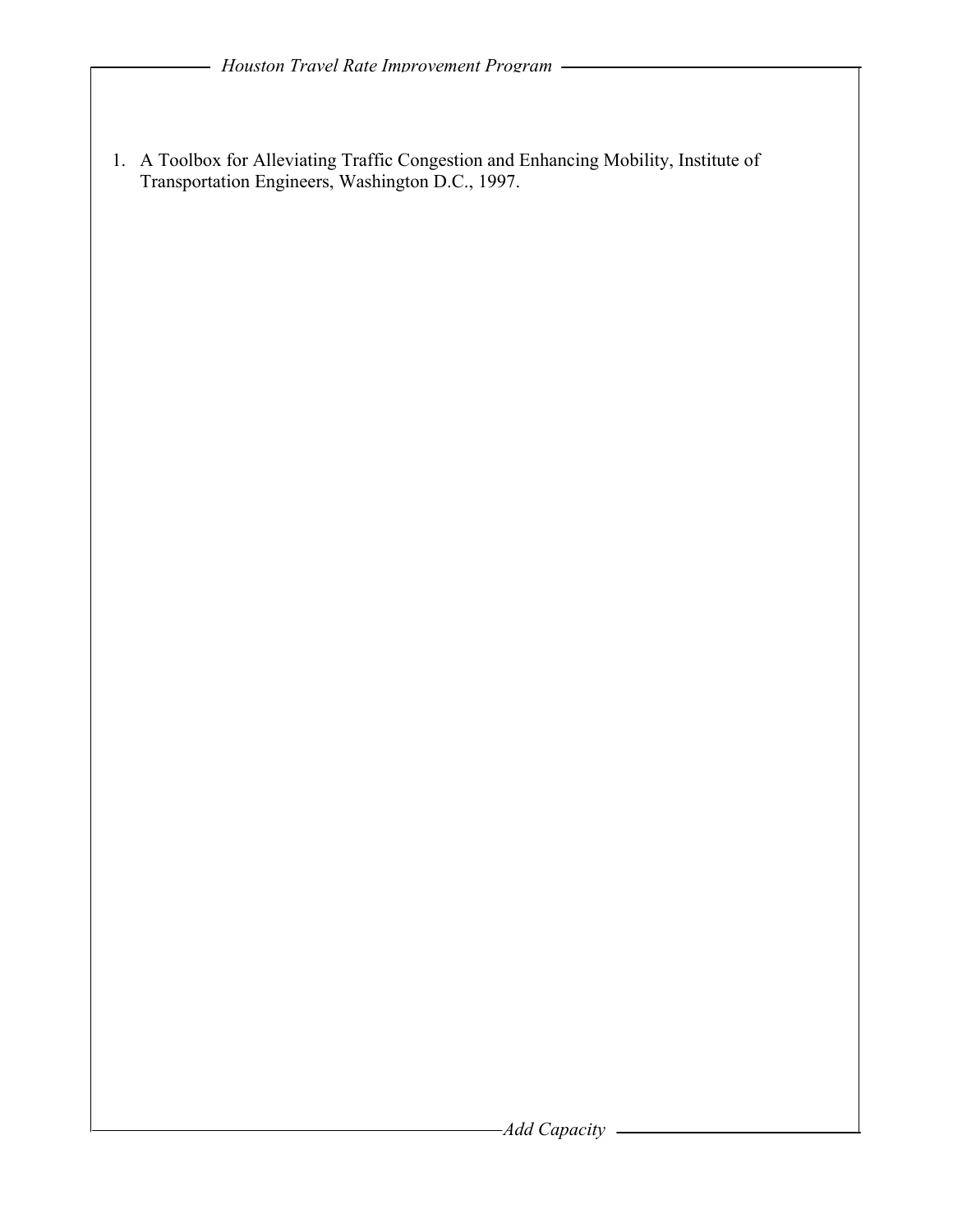1. A Toolbox for Alleviating Traffic Congestion and Enhancing Mobility, Institute of Transportation Engineers, Washington D.C., 1997.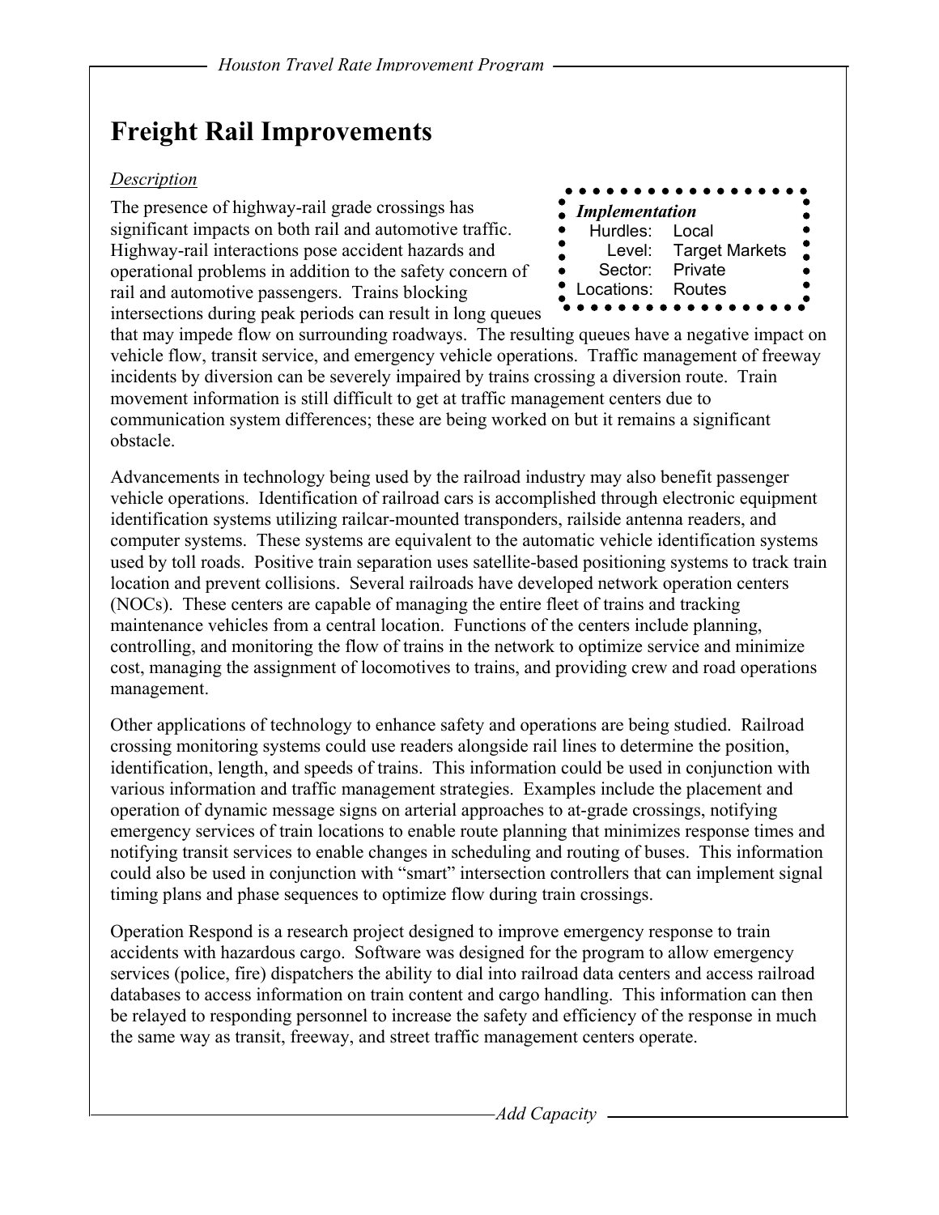# Freight Rail Improvements

*Implementation*

| | |
|---|---|
| Hurdles: | Local |
| Level: | Target Markets |
| Sector: | Private |
| Locations: | Routes |

## *Description*

The presence of highway-rail grade crossings has significant impacts on both rail and automotive traffic. Highway-rail interactions pose accident hazards and operational problems in addition to the safety concern of rail and automotive passengers. Trains blocking intersections during peak periods can result in long queues that may impede flow on surrounding roadways. The resulting queues have a negative impact on vehicle flow, transit service, and emergency vehicle operations. Traffic management of freeway incidents by diversion can be severely impaired by trains crossing a diversion route. Train movement information is still difficult to get at traffic management centers due to communication system differences; these are being worked on but it remains a significant obstacle.

Advancements in technology being used by the railroad industry may also benefit passenger vehicle operations. Identification of railroad cars is accomplished through electronic equipment identification systems utilizing railcar-mounted transponders, railside antenna readers, and computer systems. These systems are equivalent to the automatic vehicle identification systems used by toll roads. Positive train separation uses satellite-based positioning systems to track train location and prevent collisions. Several railroads have developed network operation centers (NOCs). These centers are capable of managing the entire fleet of trains and tracking maintenance vehicles from a central location. Functions of the centers include planning, controlling, and monitoring the flow of trains in the network to optimize service and minimize cost, managing the assignment of locomotives to trains, and providing crew and road operations management.

Other applications of technology to enhance safety and operations are being studied. Railroad crossing monitoring systems could use readers alongside rail lines to determine the position, identification, length, and speeds of trains. This information could be used in conjunction with various information and traffic management strategies. Examples include the placement and operation of dynamic message signs on arterial approaches to at-grade crossings, notifying emergency services of train locations to enable route planning that minimizes response times and notifying transit services to enable changes in scheduling and routing of buses. This information could also be used in conjunction with "smart" intersection controllers that can implement signal timing plans and phase sequences to optimize flow during train crossings.

Operation Respond is a research project designed to improve emergency response to train accidents with hazardous cargo. Software was designed for the program to allow emergency services (police, fire) dispatchers the ability to dial into railroad data centers and access railroad databases to access information on train content and cargo handling. This information can then be relayed to responding personnel to increase the safety and efficiency of the response in much the same way as transit, freeway, and street traffic management centers operate.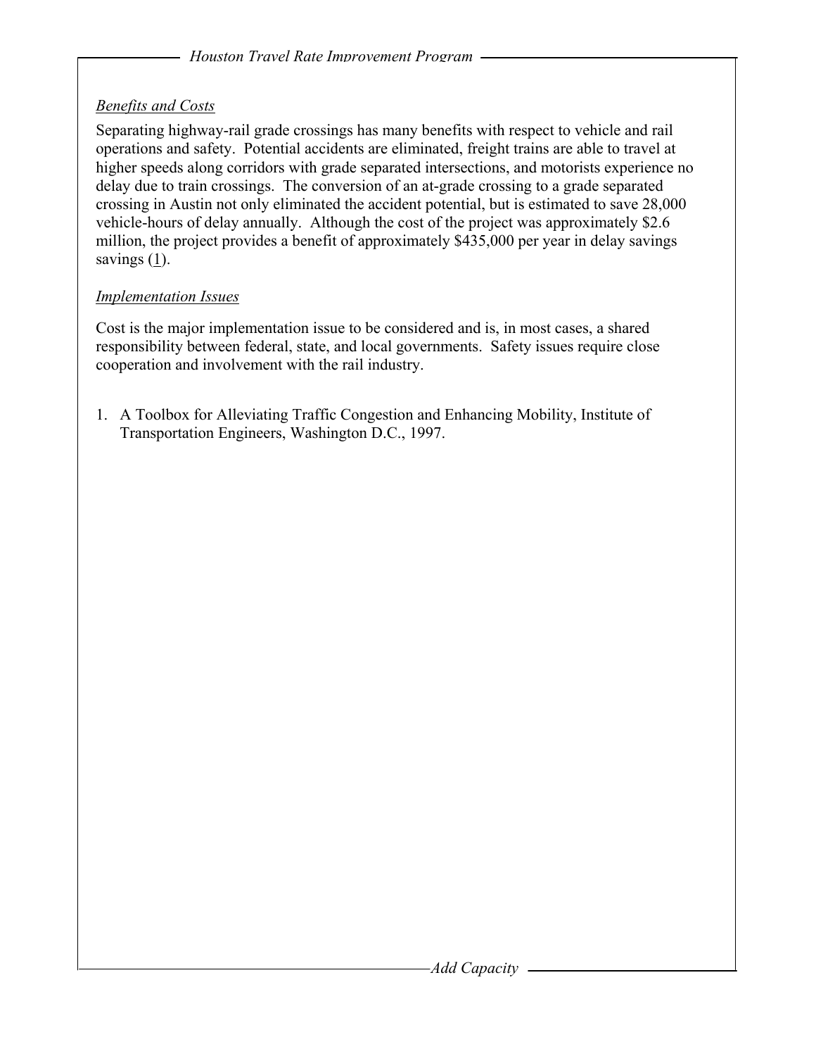*Benefits and Costs*

Separating highway-rail grade crossings has many benefits with respect to vehicle and rail operations and safety. Potential accidents are eliminated, freight trains are able to travel at higher speeds along corridors with grade separated intersections, and motorists experience no delay due to train crossings. The conversion of an at-grade crossing to a grade separated crossing in Austin not only eliminated the accident potential, but is estimated to save 28,000 vehicle-hours of delay annually. Although the cost of the project was approximately $2.6 million, the project provides a benefit of approximately $435,000 per year in delay savings savings (1).

*Implementation Issues*

Cost is the major implementation issue to be considered and is, in most cases, a shared responsibility between federal, state, and local governments. Safety issues require close cooperation and involvement with the rail industry.

1. A Toolbox for Alleviating Traffic Congestion and Enhancing Mobility, Institute of Transportation Engineers, Washington D.C., 1997.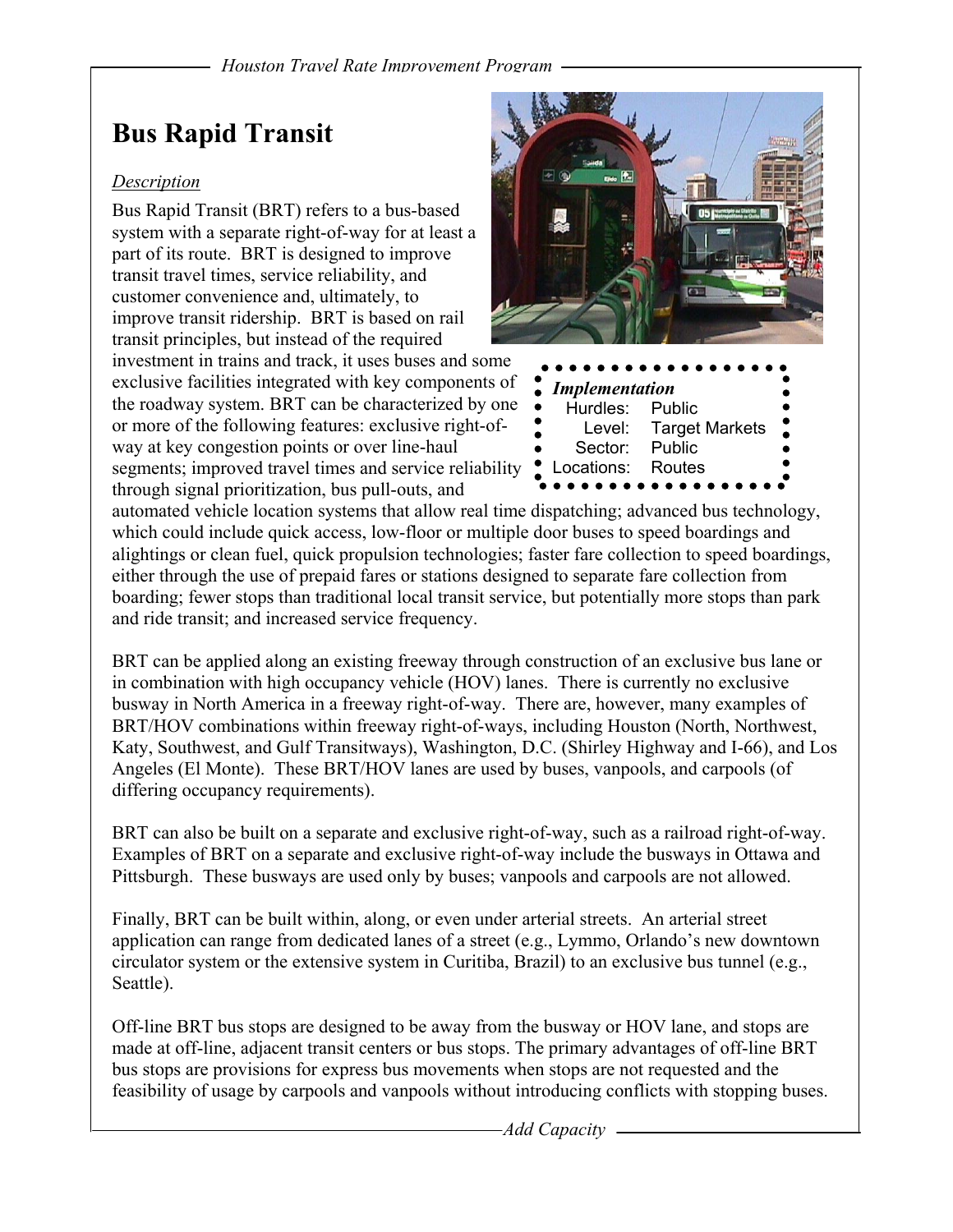# Bus Rapid Transit

*Description*

Bus Rapid Transit (BRT) refers to a bus-based system with a separate right-of-way for at least a part of its route. BRT is designed to improve transit travel times, service reliability, and customer convenience and, ultimately, to improve transit ridership. BRT is based on rail transit principles, but instead of the required investment in trains and track, it uses buses and some exclusive facilities integrated with key components of the roadway system. BRT can be characterized by one or more of the following features: exclusive right-of-way at key congestion points or over line-haul segments; improved travel times and service reliability through signal prioritization, bus pull-outs, and automated vehicle location systems that allow real time dispatching; advanced bus technology, which could include quick access, low-floor or multiple door buses to speed boardings and alightings or clean fuel, quick propulsion technologies; faster fare collection to speed boardings, either through the use of prepaid fares or stations designed to separate fare collection from boarding; fewer stops than traditional local transit service, but potentially more stops than park and ride transit; and increased service frequency.

***Implementation***

| | |
|---|---|
| Hurdles: | Public |
| Level: | Target Markets |
| Sector: | Public |
| Locations: | Routes |

BRT can be applied along an existing freeway through construction of an exclusive bus lane or in combination with high occupancy vehicle (HOV) lanes. There is currently no exclusive busway in North America in a freeway right-of-way. There are, however, many examples of BRT/HOV combinations within freeway right-of-ways, including Houston (North, Northwest, Katy, Southwest, and Gulf Transitways), Washington, D.C. (Shirley Highway and I-66), and Los Angeles (El Monte). These BRT/HOV lanes are used by buses, vanpools, and carpools (of differing occupancy requirements).

BRT can also be built on a separate and exclusive right-of-way, such as a railroad right-of-way. Examples of BRT on a separate and exclusive right-of-way include the busways in Ottawa and Pittsburgh. These busways are used only by buses; vanpools and carpools are not allowed.

Finally, BRT can be built within, along, or even under arterial streets. An arterial street application can range from dedicated lanes of a street (e.g., Lymmo, Orlando's new downtown circulator system or the extensive system in Curitiba, Brazil) to an exclusive bus tunnel (e.g., Seattle).

Off-line BRT bus stops are designed to be away from the busway or HOV lane, and stops are made at off-line, adjacent transit centers or bus stops. The primary advantages of off-line BRT bus stops are provisions for express bus movements when stops are not requested and the feasibility of usage by carpools and vanpools without introducing conflicts with stopping buses.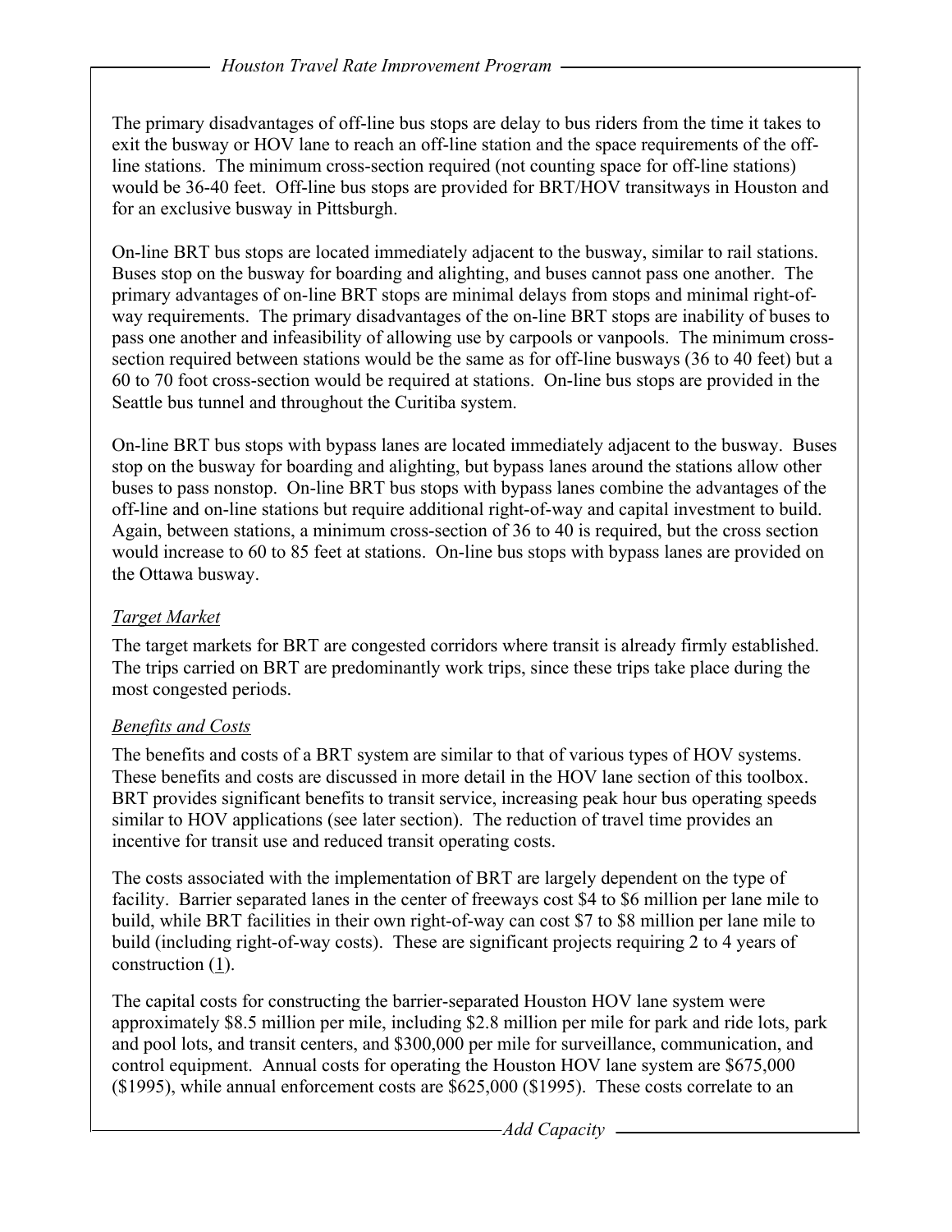The primary disadvantages of off-line bus stops are delay to bus riders from the time it takes to exit the busway or HOV lane to reach an off-line station and the space requirements of the off-line stations. The minimum cross-section required (not counting space for off-line stations) would be 36-40 feet. Off-line bus stops are provided for BRT/HOV transitways in Houston and for an exclusive busway in Pittsburgh.

On-line BRT bus stops are located immediately adjacent to the busway, similar to rail stations. Buses stop on the busway for boarding and alighting, and buses cannot pass one another. The primary advantages of on-line BRT stops are minimal delays from stops and minimal right-of-way requirements. The primary disadvantages of the on-line BRT stops are inability of buses to pass one another and infeasibility of allowing use by carpools or vanpools. The minimum cross-section required between stations would be the same as for off-line busways (36 to 40 feet) but a 60 to 70 foot cross-section would be required at stations. On-line bus stops are provided in the Seattle bus tunnel and throughout the Curitiba system.

On-line BRT bus stops with bypass lanes are located immediately adjacent to the busway. Buses stop on the busway for boarding and alighting, but bypass lanes around the stations allow other buses to pass nonstop. On-line BRT bus stops with bypass lanes combine the advantages of the off-line and on-line stations but require additional right-of-way and capital investment to build. Again, between stations, a minimum cross-section of 36 to 40 is required, but the cross section would increase to 60 to 85 feet at stations. On-line bus stops with bypass lanes are provided on the Ottawa busway.

*Target Market*

The target markets for BRT are congested corridors where transit is already firmly established. The trips carried on BRT are predominantly work trips, since these trips take place during the most congested periods.

*Benefits and Costs*

The benefits and costs of a BRT system are similar to that of various types of HOV systems. These benefits and costs are discussed in more detail in the HOV lane section of this toolbox. BRT provides significant benefits to transit service, increasing peak hour bus operating speeds similar to HOV applications (see later section). The reduction of travel time provides an incentive for transit use and reduced transit operating costs.

The costs associated with the implementation of BRT are largely dependent on the type of facility. Barrier separated lanes in the center of freeways cost $4 to $6 million per lane mile to build, while BRT facilities in their own right-of-way can cost $7 to $8 million per lane mile to build (including right-of-way costs). These are significant projects requiring 2 to 4 years of construction (1).

The capital costs for constructing the barrier-separated Houston HOV lane system were approximately $8.5 million per mile, including $2.8 million per mile for park and ride lots, park and pool lots, and transit centers, and $300,000 per mile for surveillance, communication, and control equipment. Annual costs for operating the Houston HOV lane system are $675,000 ($1995), while annual enforcement costs are $625,000 ($1995). These costs correlate to an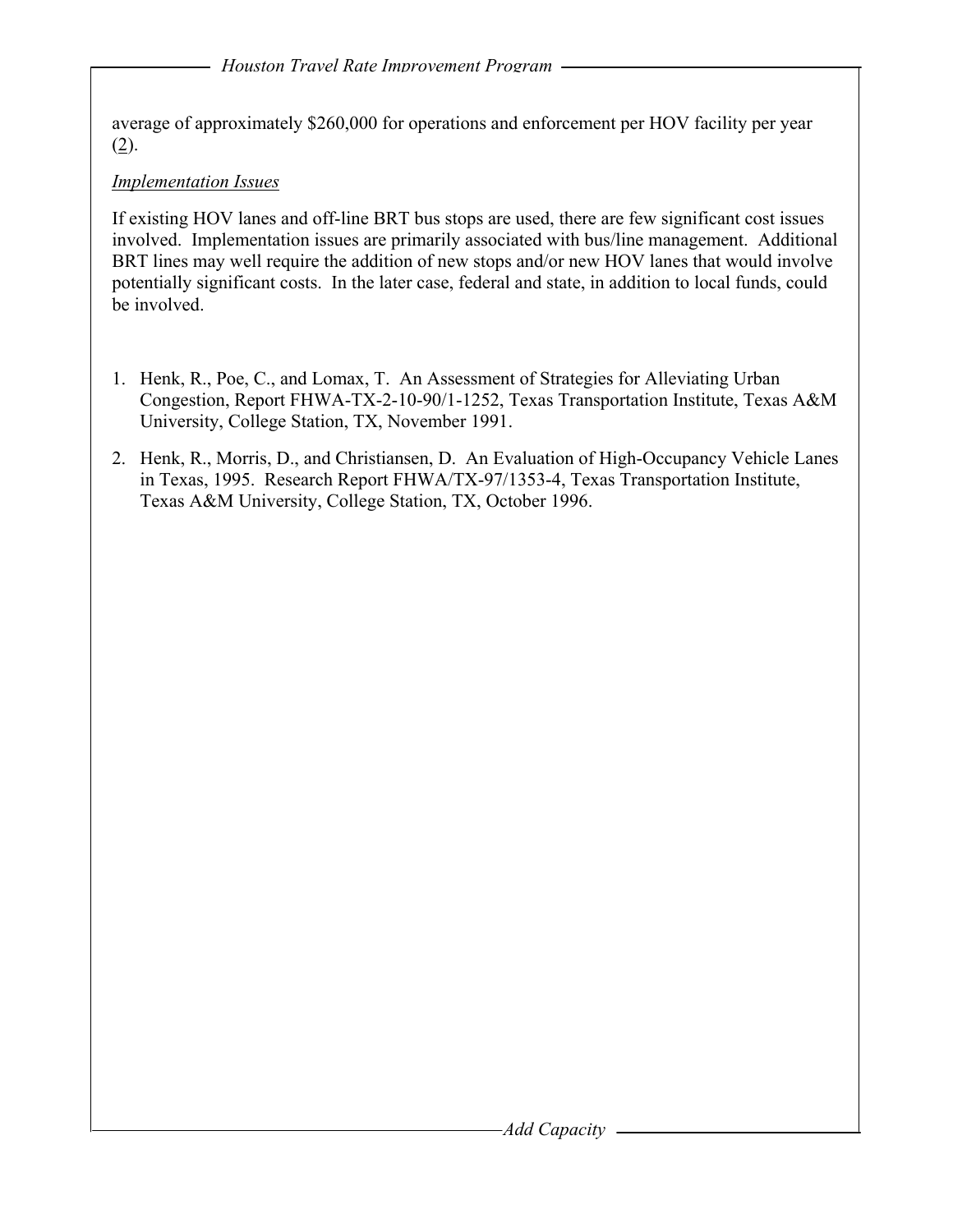average of approximately $260,000 for operations and enforcement per HOV facility per year (2).

*Implementation Issues*

If existing HOV lanes and off-line BRT bus stops are used, there are few significant cost issues involved. Implementation issues are primarily associated with bus/line management. Additional BRT lines may well require the addition of new stops and/or new HOV lanes that would involve potentially significant costs. In the later case, federal and state, in addition to local funds, could be involved.

1. Henk, R., Poe, C., and Lomax, T. An Assessment of Strategies for Alleviating Urban Congestion, Report FHWA-TX-2-10-90/1-1252, Texas Transportation Institute, Texas A&M University, College Station, TX, November 1991.
2. Henk, R., Morris, D., and Christiansen, D. An Evaluation of High-Occupancy Vehicle Lanes in Texas, 1995. Research Report FHWA/TX-97/1353-4, Texas Transportation Institute, Texas A&M University, College Station, TX, October 1996.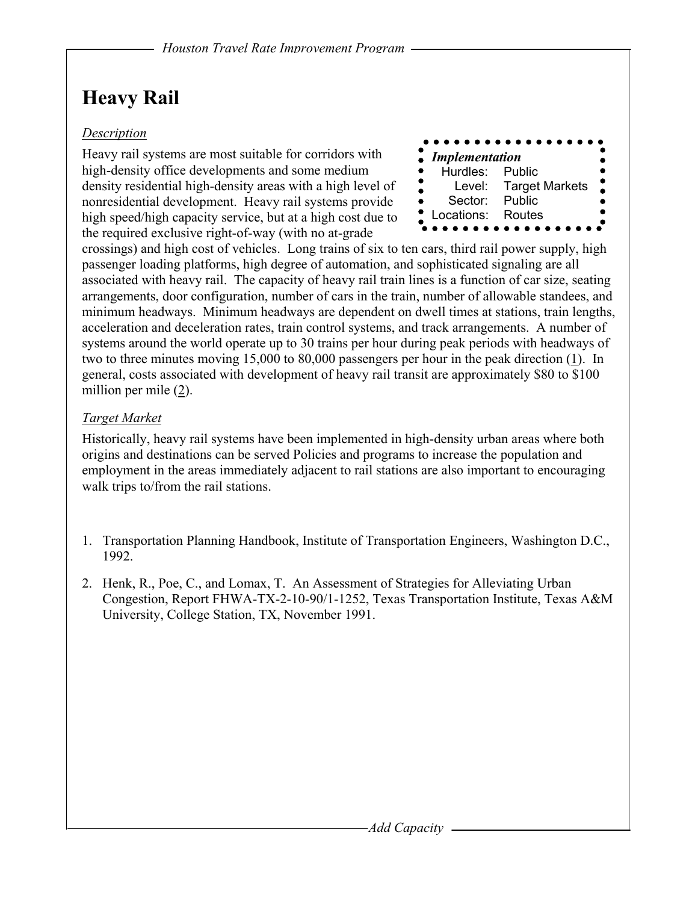# Heavy Rail

*Implementation*
Hurdles: Public
Level: Target Markets
Sector: Public
Locations: Routes

## *Description*

Heavy rail systems are most suitable for corridors with high-density office developments and some medium density residential high-density areas with a high level of nonresidential development. Heavy rail systems provide high speed/high capacity service, but at a high cost due to the required exclusive right-of-way (with no at-grade crossings) and high cost of vehicles. Long trains of six to ten cars, third rail power supply, high passenger loading platforms, high degree of automation, and sophisticated signaling are all associated with heavy rail. The capacity of heavy rail train lines is a function of car size, seating arrangements, door configuration, number of cars in the train, number of allowable standees, and minimum headways. Minimum headways are dependent on dwell times at stations, train lengths, acceleration and deceleration rates, train control systems, and track arrangements. A number of systems around the world operate up to 30 trains per hour during peak periods with headways of two to three minutes moving 15,000 to 80,000 passengers per hour in the peak direction (1). In general, costs associated with development of heavy rail transit are approximately $80 to $100 million per mile (2).

## *Target Market*

Historically, heavy rail systems have been implemented in high-density urban areas where both origins and destinations can be served Policies and programs to increase the population and employment in the areas immediately adjacent to rail stations are also important to encouraging walk trips to/from the rail stations.

1. Transportation Planning Handbook, Institute of Transportation Engineers, Washington D.C., 1992.
2. Henk, R., Poe, C., and Lomax, T. An Assessment of Strategies for Alleviating Urban Congestion, Report FHWA-TX-2-10-90/1-1252, Texas Transportation Institute, Texas A&M University, College Station, TX, November 1991.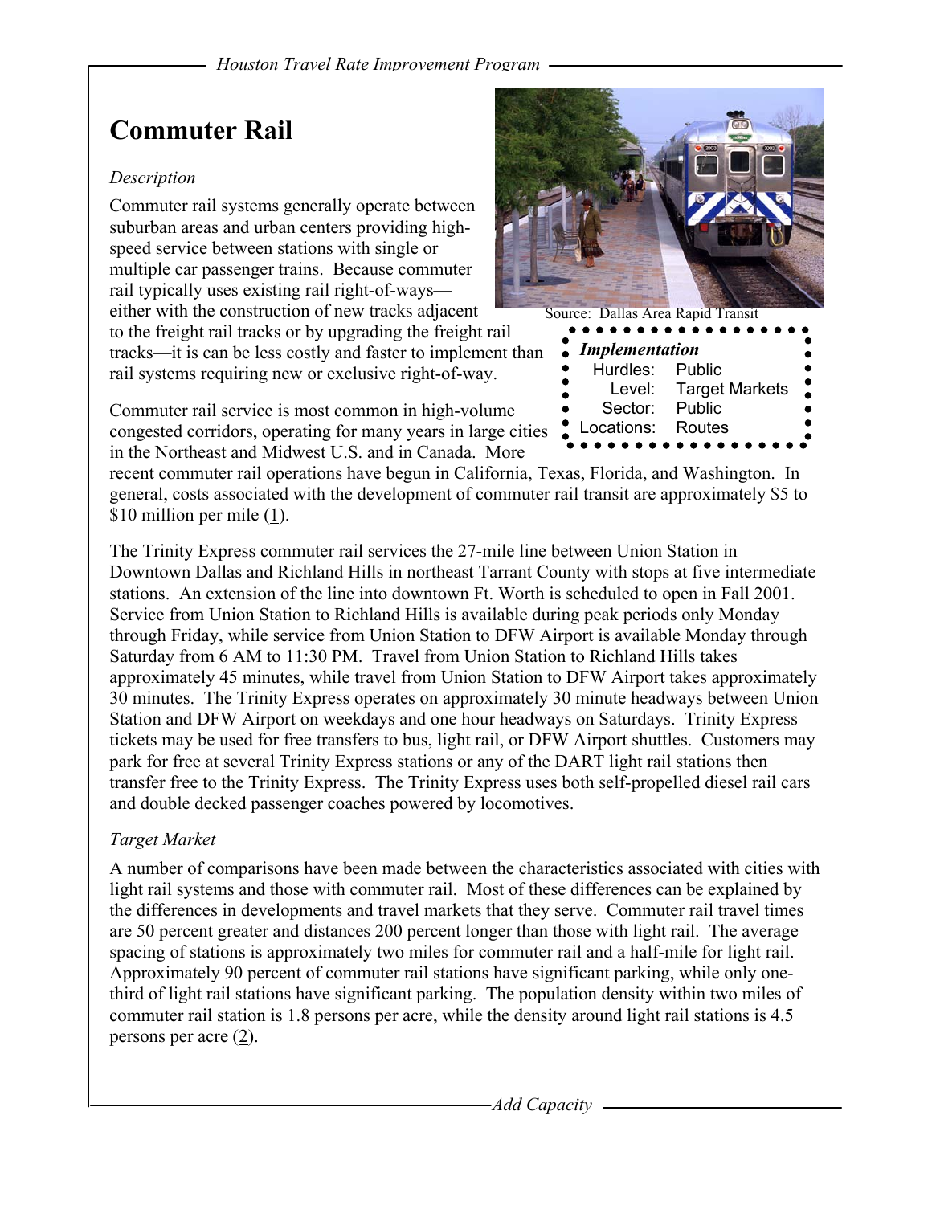# Commuter Rail

*Description*

Commuter rail systems generally operate between suburban areas and urban centers providing high-speed service between stations with single or multiple car passenger trains. Because commuter rail typically uses existing rail right-of-ways—either with the construction of new tracks adjacent to the freight rail tracks or by upgrading the freight rail tracks—it is can be less costly and faster to implement than rail systems requiring new or exclusive right-of-way.

Source: Dallas Area Rapid Transit

***Implementation***

| | |
|---|---|
| Hurdles: | Public |
| Level: | Target Markets |
| Sector: | Public |
| Locations: | Routes |

Commuter rail service is most common in high-volume congested corridors, operating for many years in large cities in the Northeast and Midwest U.S. and in Canada. More recent commuter rail operations have begun in California, Texas, Florida, and Washington. In general, costs associated with the development of commuter rail transit are approximately $5 to $10 million per mile (1).

The Trinity Express commuter rail services the 27-mile line between Union Station in Downtown Dallas and Richland Hills in northeast Tarrant County with stops at five intermediate stations. An extension of the line into downtown Ft. Worth is scheduled to open in Fall 2001. Service from Union Station to Richland Hills is available during peak periods only Monday through Friday, while service from Union Station to DFW Airport is available Monday through Saturday from 6 AM to 11:30 PM. Travel from Union Station to Richland Hills takes approximately 45 minutes, while travel from Union Station to DFW Airport takes approximately 30 minutes. The Trinity Express operates on approximately 30 minute headways between Union Station and DFW Airport on weekdays and one hour headways on Saturdays. Trinity Express tickets may be used for free transfers to bus, light rail, or DFW Airport shuttles. Customers may park for free at several Trinity Express stations or any of the DART light rail stations then transfer free to the Trinity Express. The Trinity Express uses both self-propelled diesel rail cars and double decked passenger coaches powered by locomotives.

*Target Market*

A number of comparisons have been made between the characteristics associated with cities with light rail systems and those with commuter rail. Most of these differences can be explained by the differences in developments and travel markets that they serve. Commuter rail travel times are 50 percent greater and distances 200 percent longer than those with light rail. The average spacing of stations is approximately two miles for commuter rail and a half-mile for light rail. Approximately 90 percent of commuter rail stations have significant parking, while only one-third of light rail stations have significant parking. The population density within two miles of commuter rail station is 1.8 persons per acre, while the density around light rail stations is 4.5 persons per acre (2).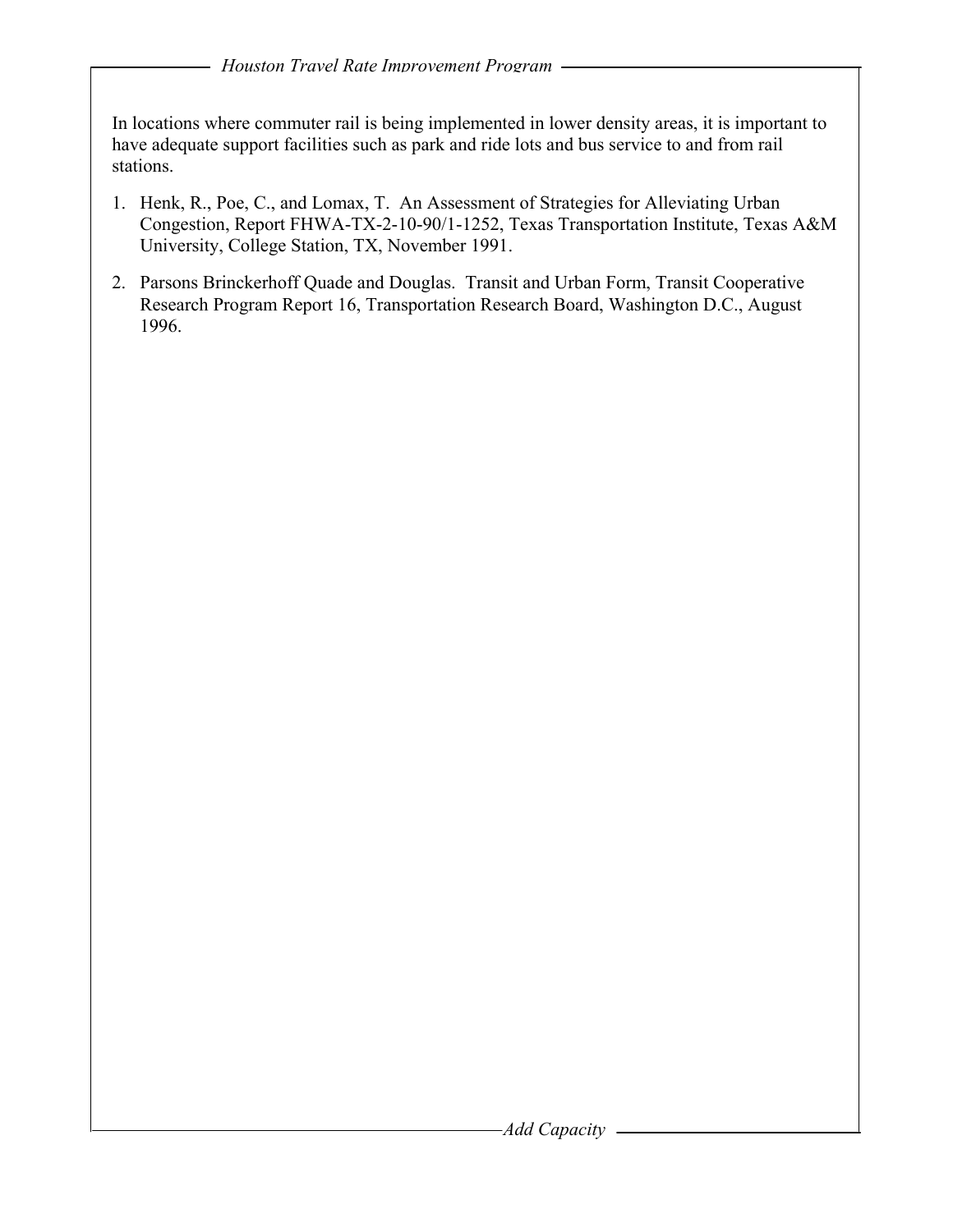In locations where commuter rail is being implemented in lower density areas, it is important to have adequate support facilities such as park and ride lots and bus service to and from rail stations.

1. Henk, R., Poe, C., and Lomax, T. An Assessment of Strategies for Alleviating Urban Congestion, Report FHWA-TX-2-10-90/1-1252, Texas Transportation Institute, Texas A&M University, College Station, TX, November 1991.
2. Parsons Brinckerhoff Quade and Douglas. Transit and Urban Form, Transit Cooperative Research Program Report 16, Transportation Research Board, Washington D.C., August 1996.